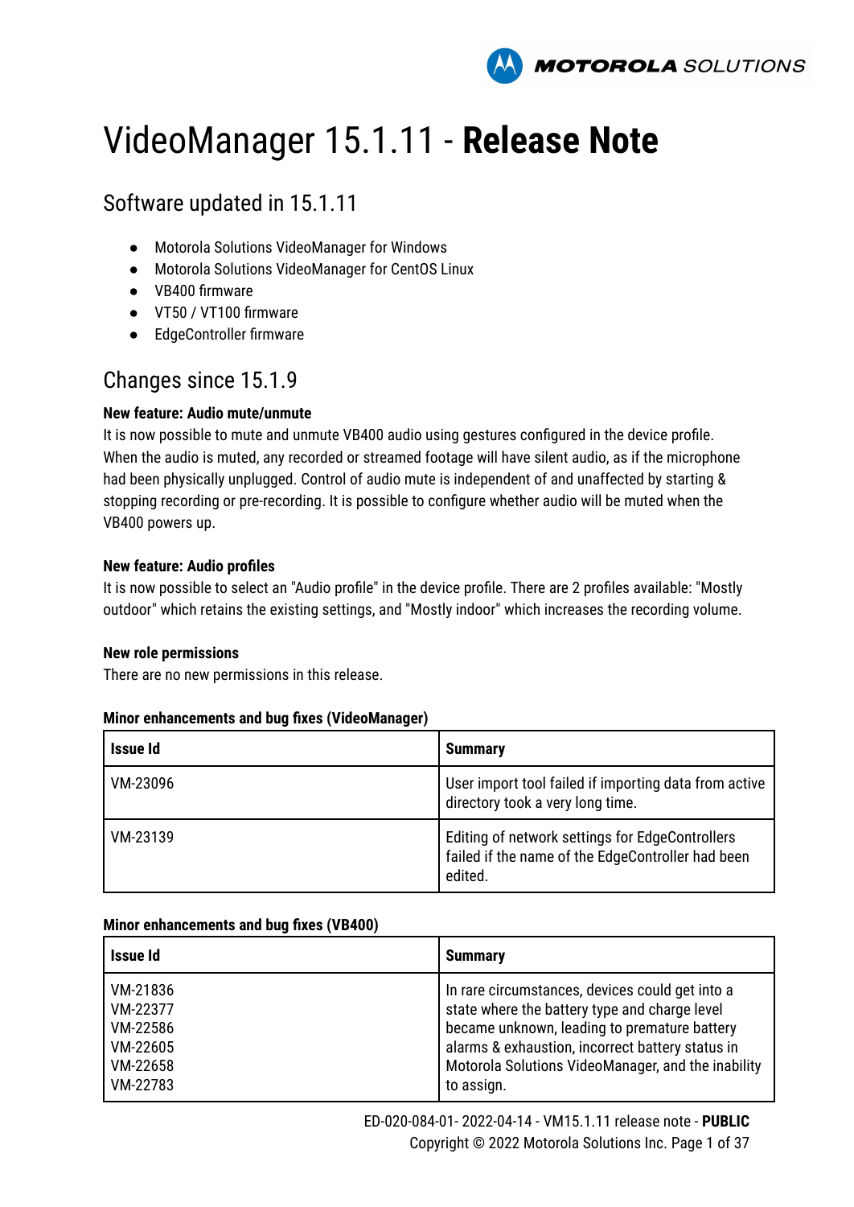# VideoManager 15.1.11 - **Release Note**

## Software updated in 15.1.11

- Motorola Solutions VideoManager for Windows
- Motorola Solutions VideoManager for CentOS Linux
- VB400 firmware
- VT50 / VT100 firmware
- EdgeController firmware

## Changes since 15.1.9

**New feature: Audio mute/unmute**

It is now possible to mute and unmute VB400 audio using gestures configured in the device profile. When the audio is muted, any recorded or streamed footage will have silent audio, as if the microphone had been physically unplugged. Control of audio mute is independent of and unaffected by starting & stopping recording or pre-recording. It is possible to configure whether audio will be muted when the VB400 powers up.

**New feature: Audio profiles**

It is now possible to select an "Audio profile" in the device profile. There are 2 profiles available: "Mostly outdoor" which retains the existing settings, and "Mostly indoor" which increases the recording volume.

**New role permissions**

There are no new permissions in this release.

**Minor enhancements and bug fixes (VideoManager)**

| Issue Id | Summary |
|---|---|
| VM-23096 | User import tool failed if importing data from active directory took a very long time. |
| VM-23139 | Editing of network settings for EdgeControllers failed if the name of the EdgeController had been edited. |

**Minor enhancements and bug fixes (VB400)**

| Issue Id | Summary |
|---|---|
| VM-21836<br>VM-22377<br>VM-22586<br>VM-22605<br>VM-22658<br>VM-22783 | In rare circumstances, devices could get into a state where the battery type and charge level became unknown, leading to premature battery alarms & exhaustion, incorrect battery status in Motorola Solutions VideoManager, and the inability to assign. |

ED-020-084-01- 2022-04-14 - VM15.1.11 release note - **PUBLIC**
Copyright © 2022 Motorola Solutions Inc.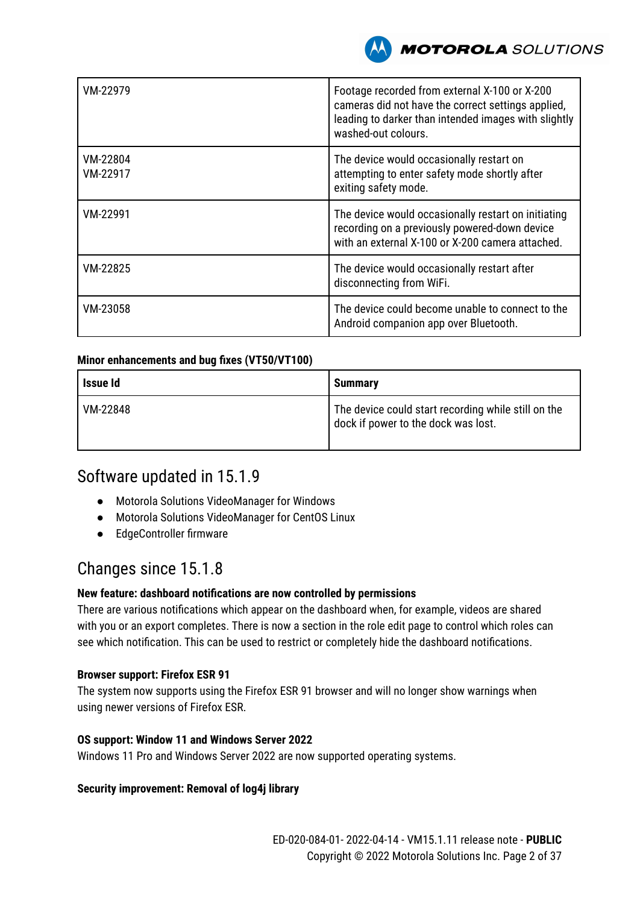| | |
|---|---|
| VM-22979 | Footage recorded from external X-100 or X-200 cameras did not have the correct settings applied, leading to darker than intended images with slightly washed-out colours. |
| VM-22804<br>VM-22917 | The device would occasionally restart on attempting to enter safety mode shortly after exiting safety mode. |
| VM-22991 | The device would occasionally restart on initiating recording on a previously powered-down device with an external X-100 or X-200 camera attached. |
| VM-22825 | The device would occasionally restart after disconnecting from WiFi. |
| VM-23058 | The device could become unable to connect to the Android companion app over Bluetooth. |

**Minor enhancements and bug fixes (VT50/VT100)**

| Issue Id | Summary |
|---|---|
| VM-22848 | The device could start recording while still on the dock if power to the dock was lost. |

## Software updated in 15.1.9

- Motorola Solutions VideoManager for Windows
- Motorola Solutions VideoManager for CentOS Linux
- EdgeController firmware

## Changes since 15.1.8

**New feature: dashboard notifications are now controlled by permissions**
There are various notifications which appear on the dashboard when, for example, videos are shared with you or an export completes. There is now a section in the role edit page to control which roles can see which notification. This can be used to restrict or completely hide the dashboard notifications.

**Browser support: Firefox ESR 91**
The system now supports using the Firefox ESR 91 browser and will no longer show warnings when using newer versions of Firefox ESR.

**OS support: Window 11 and Windows Server 2022**
Windows 11 Pro and Windows Server 2022 are now supported operating systems.

**Security improvement: Removal of log4j library**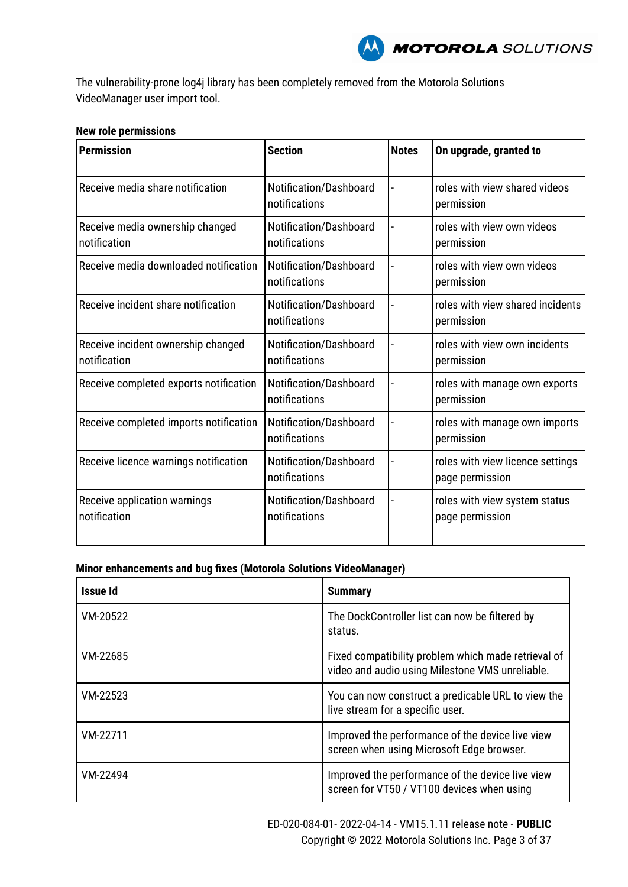The vulnerability-prone log4j library has been completely removed from the Motorola Solutions VideoManager user import tool.

**New role permissions**

| Permission | Section | Notes | On upgrade, granted to |
|---|---|---|---|
| Receive media share notification | Notification/Dashboard notifications | - | roles with view shared videos permission |
| Receive media ownership changed notification | Notification/Dashboard notifications | - | roles with view own videos permission |
| Receive media downloaded notification | Notification/Dashboard notifications | - | roles with view own videos permission |
| Receive incident share notification | Notification/Dashboard notifications | - | roles with view shared incidents permission |
| Receive incident ownership changed notification | Notification/Dashboard notifications | - | roles with view own incidents permission |
| Receive completed exports notification | Notification/Dashboard notifications | - | roles with manage own exports permission |
| Receive completed imports notification | Notification/Dashboard notifications | - | roles with manage own imports permission |
| Receive licence warnings notification | Notification/Dashboard notifications | - | roles with view licence settings page permission |
| Receive application warnings notification | Notification/Dashboard notifications | - | roles with view system status page permission |

**Minor enhancements and bug fixes (Motorola Solutions VideoManager)**

| Issue Id | Summary |
|---|---|
| VM-20522 | The DockController list can now be filtered by status. |
| VM-22685 | Fixed compatibility problem which made retrieval of video and audio using Milestone VMS unreliable. |
| VM-22523 | You can now construct a predicable URL to view the live stream for a specific user. |
| VM-22711 | Improved the performance of the device live view screen when using Microsoft Edge browser. |
| VM-22494 | Improved the performance of the device live view screen for VT50 / VT100 devices when using |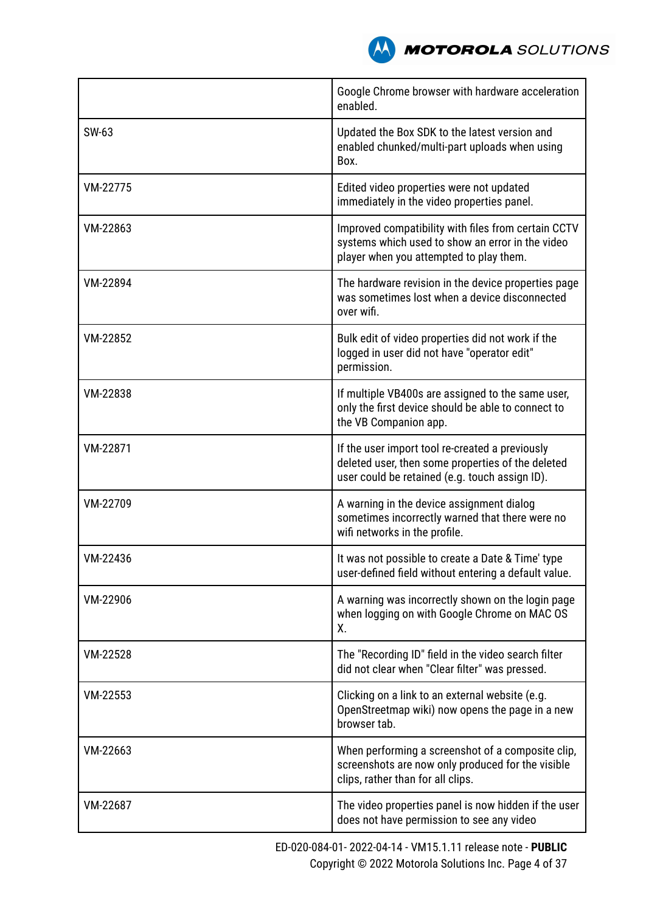| | |
|---|---|
| | Google Chrome browser with hardware acceleration enabled. |
| SW-63 | Updated the Box SDK to the latest version and enabled chunked/multi-part uploads when using Box. |
| VM-22775 | Edited video properties were not updated immediately in the video properties panel. |
| VM-22863 | Improved compatibility with files from certain CCTV systems which used to show an error in the video player when you attempted to play them. |
| VM-22894 | The hardware revision in the device properties page was sometimes lost when a device disconnected over wifi. |
| VM-22852 | Bulk edit of video properties did not work if the logged in user did not have "operator edit" permission. |
| VM-22838 | If multiple VB400s are assigned to the same user, only the first device should be able to connect to the VB Companion app. |
| VM-22871 | If the user import tool re-created a previously deleted user, then some properties of the deleted user could be retained (e.g. touch assign ID). |
| VM-22709 | A warning in the device assignment dialog sometimes incorrectly warned that there were no wifi networks in the profile. |
| VM-22436 | It was not possible to create a Date & Time' type user-defined field without entering a default value. |
| VM-22906 | A warning was incorrectly shown on the login page when logging on with Google Chrome on MAC OS X. |
| VM-22528 | The "Recording ID" field in the video search filter did not clear when "Clear filter" was pressed. |
| VM-22553 | Clicking on a link to an external website (e.g. OpenStreetmap wiki) now opens the page in a new browser tab. |
| VM-22663 | When performing a screenshot of a composite clip, screenshots are now only produced for the visible clips, rather than for all clips. |
| VM-22687 | The video properties panel is now hidden if the user does not have permission to see any video |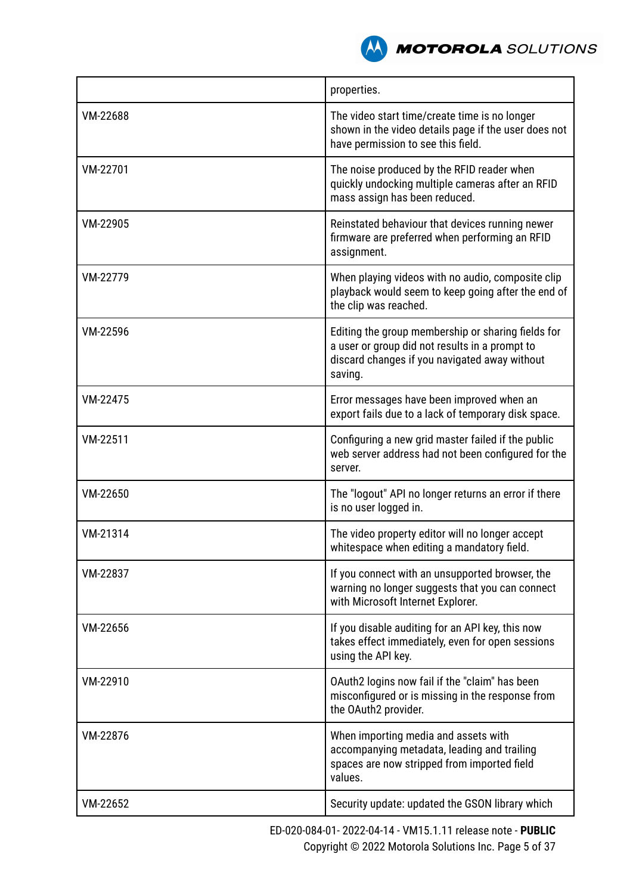| | |
|---|---|
| | properties. |
| VM-22688 | The video start time/create time is no longer shown in the video details page if the user does not have permission to see this field. |
| VM-22701 | The noise produced by the RFID reader when quickly undocking multiple cameras after an RFID mass assign has been reduced. |
| VM-22905 | Reinstated behaviour that devices running newer firmware are preferred when performing an RFID assignment. |
| VM-22779 | When playing videos with no audio, composite clip playback would seem to keep going after the end of the clip was reached. |
| VM-22596 | Editing the group membership or sharing fields for a user or group did not results in a prompt to discard changes if you navigated away without saving. |
| VM-22475 | Error messages have been improved when an export fails due to a lack of temporary disk space. |
| VM-22511 | Configuring a new grid master failed if the public web server address had not been configured for the server. |
| VM-22650 | The "logout" API no longer returns an error if there is no user logged in. |
| VM-21314 | The video property editor will no longer accept whitespace when editing a mandatory field. |
| VM-22837 | If you connect with an unsupported browser, the warning no longer suggests that you can connect with Microsoft Internet Explorer. |
| VM-22656 | If you disable auditing for an API key, this now takes effect immediately, even for open sessions using the API key. |
| VM-22910 | OAuth2 logins now fail if the "claim" has been misconfigured or is missing in the response from the OAuth2 provider. |
| VM-22876 | When importing media and assets with accompanying metadata, leading and trailing spaces are now stripped from imported field values. |
| VM-22652 | Security update: updated the GSON library which |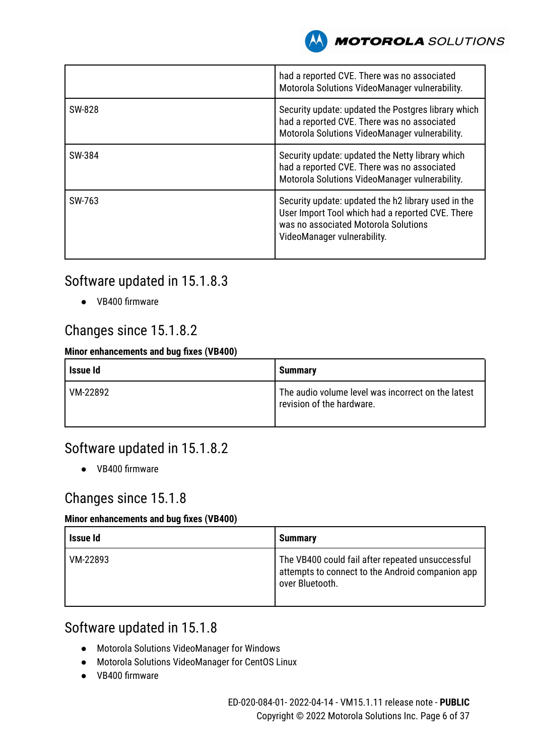|  |  |
|---|---|
|  | had a reported CVE. There was no associated Motorola Solutions VideoManager vulnerability. |
| SW-828 | Security update: updated the Postgres library which had a reported CVE. There was no associated Motorola Solutions VideoManager vulnerability. |
| SW-384 | Security update: updated the Netty library which had a reported CVE. There was no associated Motorola Solutions VideoManager vulnerability. |
| SW-763 | Security update: updated the h2 library used in the User Import Tool which had a reported CVE. There was no associated Motorola Solutions VideoManager vulnerability. |

## Software updated in 15.1.8.3

- VB400 firmware

## Changes since 15.1.8.2

#### Minor enhancements and bug fixes (VB400)

| Issue Id | Summary |
|---|---|
| VM-22892 | The audio volume level was incorrect on the latest revision of the hardware. |

## Software updated in 15.1.8.2

- VB400 firmware

## Changes since 15.1.8

#### Minor enhancements and bug fixes (VB400)

| Issue Id | Summary |
|---|---|
| VM-22893 | The VB400 could fail after repeated unsuccessful attempts to connect to the Android companion app over Bluetooth. |

## Software updated in 15.1.8

- Motorola Solutions VideoManager for Windows
- Motorola Solutions VideoManager for CentOS Linux
- VB400 firmware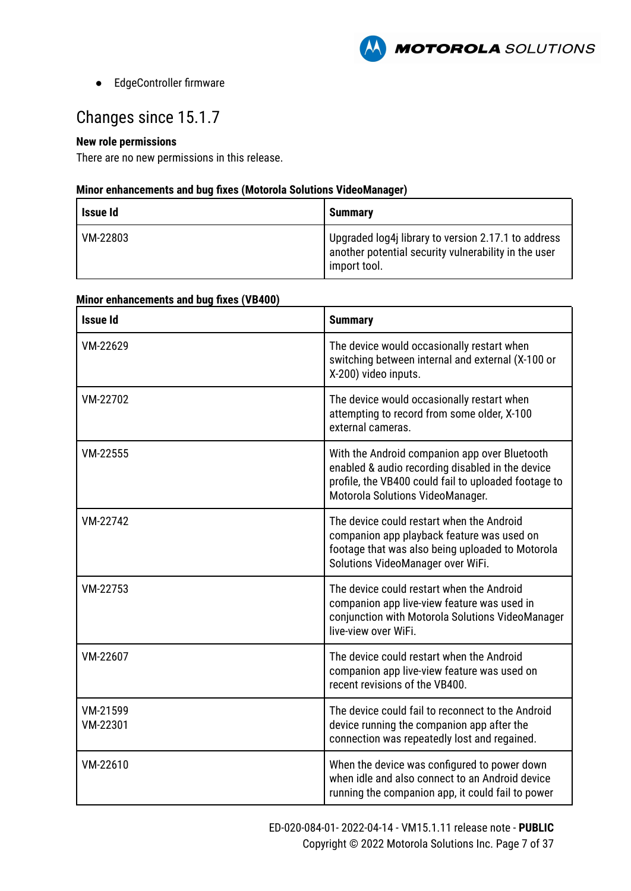- EdgeController firmware

## Changes since 15.1.7

**New role permissions**

There are no new permissions in this release.

**Minor enhancements and bug fixes (Motorola Solutions VideoManager)**

| Issue Id | Summary |
|---|---|
| VM-22803 | Upgraded log4j library to version 2.17.1 to address another potential security vulnerability in the user import tool. |

**Minor enhancements and bug fixes (VB400)**

| Issue Id | Summary |
|---|---|
| VM-22629 | The device would occasionally restart when switching between internal and external (X-100 or X-200) video inputs. |
| VM-22702 | The device would occasionally restart when attempting to record from some older, X-100 external cameras. |
| VM-22555 | With the Android companion app over Bluetooth enabled & audio recording disabled in the device profile, the VB400 could fail to uploaded footage to Motorola Solutions VideoManager. |
| VM-22742 | The device could restart when the Android companion app playback feature was used on footage that was also being uploaded to Motorola Solutions VideoManager over WiFi. |
| VM-22753 | The device could restart when the Android companion app live-view feature was used in conjunction with Motorola Solutions VideoManager live-view over WiFi. |
| VM-22607 | The device could restart when the Android companion app live-view feature was used on recent revisions of the VB400. |
| VM-21599<br>VM-22301 | The device could fail to reconnect to the Android device running the companion app after the connection was repeatedly lost and regained. |
| VM-22610 | When the device was configured to power down when idle and also connect to an Android device running the companion app, it could fail to power |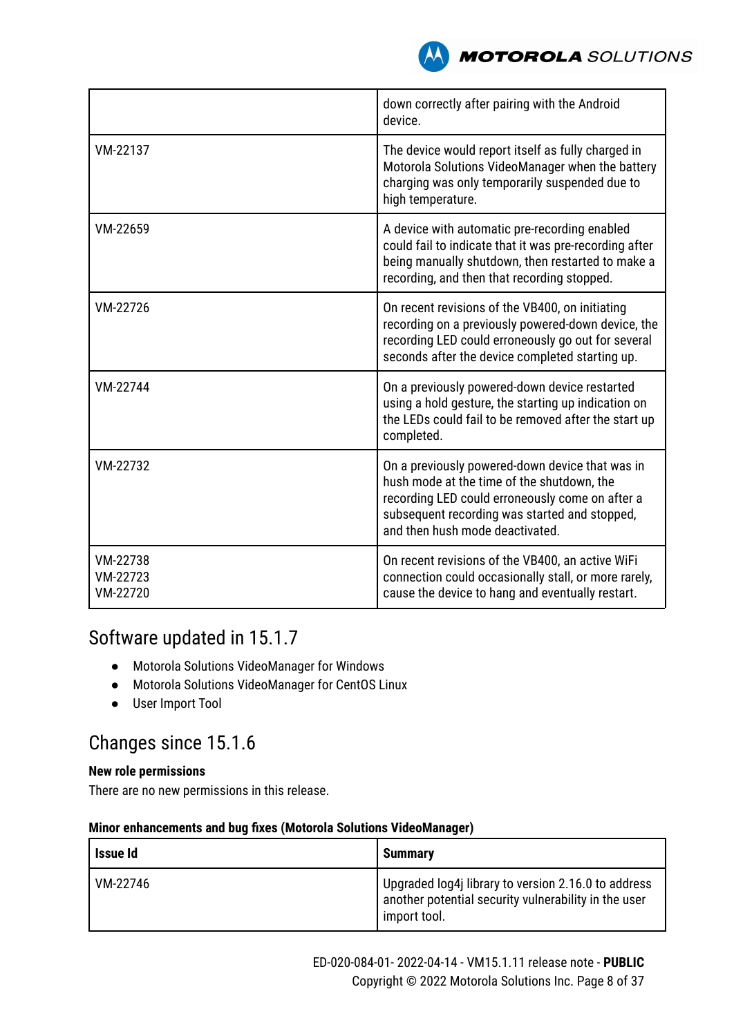|  |  |
|---|---|
|  | down correctly after pairing with the Android device. |
| VM-22137 | The device would report itself as fully charged in Motorola Solutions VideoManager when the battery charging was only temporarily suspended due to high temperature. |
| VM-22659 | A device with automatic pre-recording enabled could fail to indicate that it was pre-recording after being manually shutdown, then restarted to make a recording, and then that recording stopped. |
| VM-22726 | On recent revisions of the VB400, on initiating recording on a previously powered-down device, the recording LED could erroneously go out for several seconds after the device completed starting up. |
| VM-22744 | On a previously powered-down device restarted using a hold gesture, the starting up indication on the LEDs could fail to be removed after the start up completed. |
| VM-22732 | On a previously powered-down device that was in hush mode at the time of the shutdown, the recording LED could erroneously come on after a subsequent recording was started and stopped, and then hush mode deactivated. |
| VM-22738<br>VM-22723<br>VM-22720 | On recent revisions of the VB400, an active WiFi connection could occasionally stall, or more rarely, cause the device to hang and eventually restart. |

## Software updated in 15.1.7

- Motorola Solutions VideoManager for Windows
- Motorola Solutions VideoManager for CentOS Linux
- User Import Tool

## Changes since 15.1.6

**New role permissions**

There are no new permissions in this release.

**Minor enhancements and bug fixes (Motorola Solutions VideoManager)**

| Issue Id | Summary |
|---|---|
| VM-22746 | Upgraded log4j library to version 2.16.0 to address another potential security vulnerability in the user import tool. |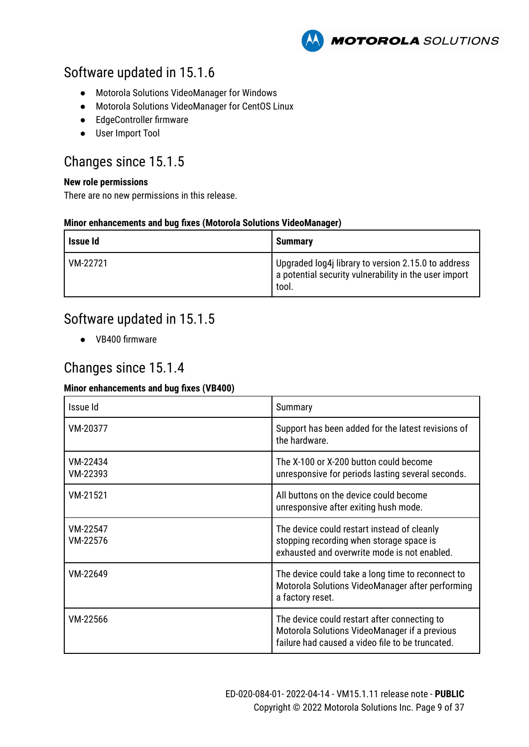## Software updated in 15.1.6

- Motorola Solutions VideoManager for Windows
- Motorola Solutions VideoManager for CentOS Linux
- EdgeController firmware
- User Import Tool

## Changes since 15.1.5

**New role permissions**

There are no new permissions in this release.

**Minor enhancements and bug fixes (Motorola Solutions VideoManager)**

| Issue Id | Summary |
|---|---|
| VM-22721 | Upgraded log4j library to version 2.15.0 to address a potential security vulnerability in the user import tool. |

## Software updated in 15.1.5

- VB400 firmware

## Changes since 15.1.4

**Minor enhancements and bug fixes (VB400)**

| Issue Id | Summary |
|---|---|
| VM-20377 | Support has been added for the latest revisions of the hardware. |
| VM-22434<br>VM-22393 | The X-100 or X-200 button could become unresponsive for periods lasting several seconds. |
| VM-21521 | All buttons on the device could become unresponsive after exiting hush mode. |
| VM-22547<br>VM-22576 | The device could restart instead of cleanly stopping recording when storage space is exhausted and overwrite mode is not enabled. |
| VM-22649 | The device could take a long time to reconnect to Motorola Solutions VideoManager after performing a factory reset. |
| VM-22566 | The device could restart after connecting to Motorola Solutions VideoManager if a previous failure had caused a video file to be truncated. |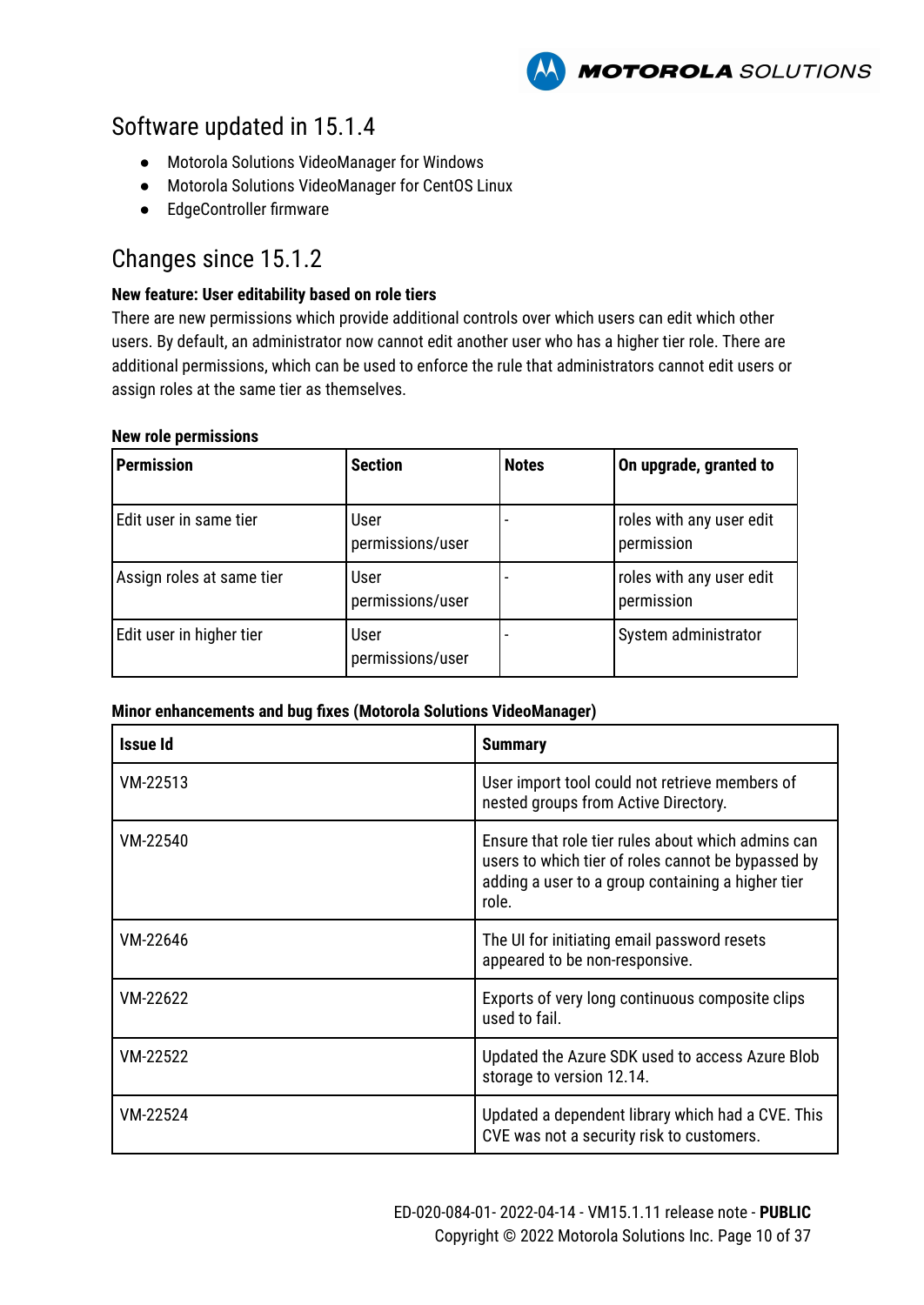## Software updated in 15.1.4

- Motorola Solutions VideoManager for Windows
- Motorola Solutions VideoManager for CentOS Linux
- EdgeController firmware

## Changes since 15.1.2

**New feature: User editability based on role tiers**

There are new permissions which provide additional controls over which users can edit which other users. By default, an administrator now cannot edit another user who has a higher tier role. There are additional permissions, which can be used to enforce the rule that administrators cannot edit users or assign roles at the same tier as themselves.

**New role permissions**

| Permission | Section | Notes | On upgrade, granted to |
|---|---|---|---|
| Edit user in same tier | User permissions/user | - | roles with any user edit permission |
| Assign roles at same tier | User permissions/user | - | roles with any user edit permission |
| Edit user in higher tier | User permissions/user | - | System administrator |

**Minor enhancements and bug fixes (Motorola Solutions VideoManager)**

| Issue Id | Summary |
|---|---|
| VM-22513 | User import tool could not retrieve members of nested groups from Active Directory. |
| VM-22540 | Ensure that role tier rules about which admins can users to which tier of roles cannot be bypassed by adding a user to a group containing a higher tier role. |
| VM-22646 | The UI for initiating email password resets appeared to be non-responsive. |
| VM-22622 | Exports of very long continuous composite clips used to fail. |
| VM-22522 | Updated the Azure SDK used to access Azure Blob storage to version 12.14. |
| VM-22524 | Updated a dependent library which had a CVE. This CVE was not a security risk to customers. |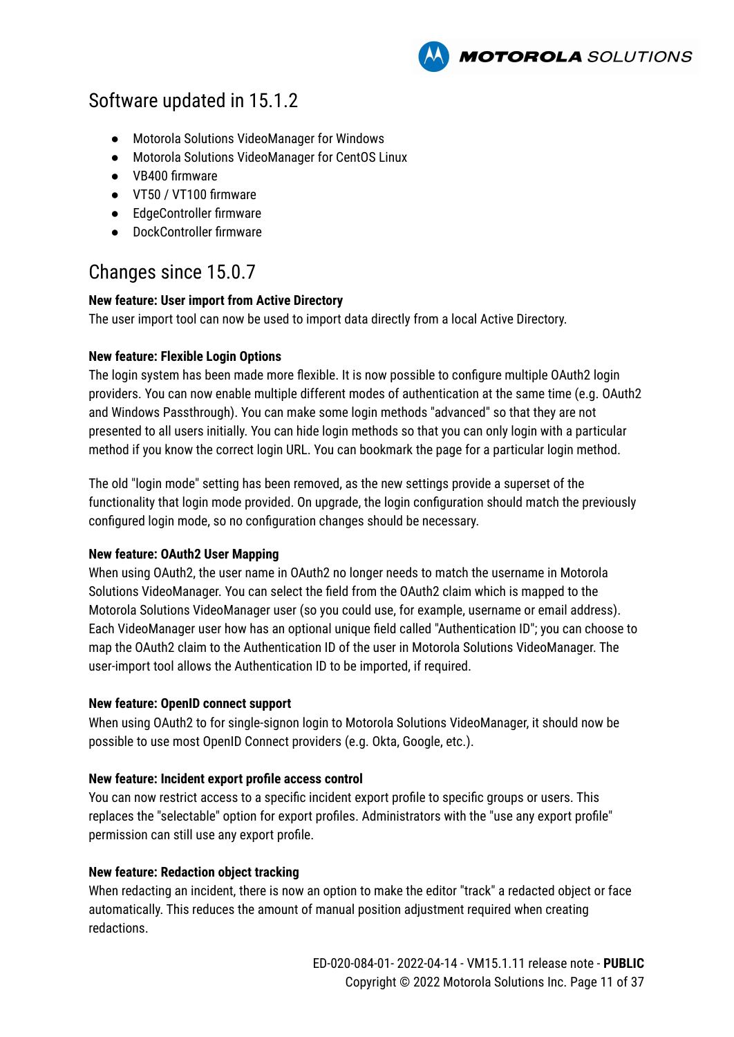## Software updated in 15.1.2

- Motorola Solutions VideoManager for Windows
- Motorola Solutions VideoManager for CentOS Linux
- VB400 firmware
- VT50 / VT100 firmware
- EdgeController firmware
- DockController firmware

## Changes since 15.0.7

**New feature: User import from Active Directory**
The user import tool can now be used to import data directly from a local Active Directory.

**New feature: Flexible Login Options**
The login system has been made more flexible. It is now possible to configure multiple OAuth2 login providers. You can now enable multiple different modes of authentication at the same time (e.g. OAuth2 and Windows Passthrough). You can make some login methods "advanced" so that they are not presented to all users initially. You can hide login methods so that you can only login with a particular method if you know the correct login URL. You can bookmark the page for a particular login method.

The old "login mode" setting has been removed, as the new settings provide a superset of the functionality that login mode provided. On upgrade, the login configuration should match the previously configured login mode, so no configuration changes should be necessary.

**New feature: OAuth2 User Mapping**
When using OAuth2, the user name in OAuth2 no longer needs to match the username in Motorola Solutions VideoManager. You can select the field from the OAuth2 claim which is mapped to the Motorola Solutions VideoManager user (so you could use, for example, username or email address). Each VideoManager user how has an optional unique field called "Authentication ID"; you can choose to map the OAuth2 claim to the Authentication ID of the user in Motorola Solutions VideoManager. The user-import tool allows the Authentication ID to be imported, if required.

**New feature: OpenID connect support**
When using OAuth2 to for single-signon login to Motorola Solutions VideoManager, it should now be possible to use most OpenID Connect providers (e.g. Okta, Google, etc.).

**New feature: Incident export profile access control**
You can now restrict access to a specific incident export profile to specific groups or users. This replaces the "selectable" option for export profiles. Administrators with the "use any export profile" permission can still use any export profile.

**New feature: Redaction object tracking**
When redacting an incident, there is now an option to make the editor "track" a redacted object or face automatically. This reduces the amount of manual position adjustment required when creating redactions.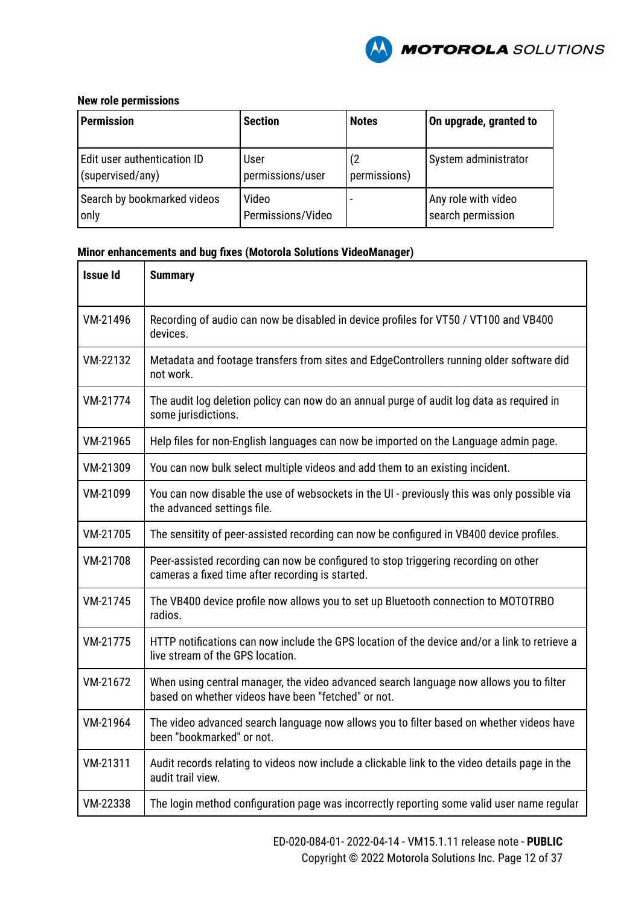**New role permissions**

| Permission | Section | Notes | On upgrade, granted to |
|---|---|---|---|
| Edit user authentication ID (supervised/any) | User permissions/user | (2 permissions) | System administrator |
| Search by bookmarked videos only | Video Permissions/Video | - | Any role with video search permission |

**Minor enhancements and bug fixes (Motorola Solutions VideoManager)**

| Issue Id | Summary |
|---|---|
| VM-21496 | Recording of audio can now be disabled in device profiles for VT50 / VT100 and VB400 devices. |
| VM-22132 | Metadata and footage transfers from sites and EdgeControllers running older software did not work. |
| VM-21774 | The audit log deletion policy can now do an annual purge of audit log data as required in some jurisdictions. |
| VM-21965 | Help files for non-English languages can now be imported on the Language admin page. |
| VM-21309 | You can now bulk select multiple videos and add them to an existing incident. |
| VM-21099 | You can now disable the use of websockets in the UI - previously this was only possible via the advanced settings file. |
| VM-21705 | The sensitity of peer-assisted recording can now be configured in VB400 device profiles. |
| VM-21708 | Peer-assisted recording can now be configured to stop triggering recording on other cameras a fixed time after recording is started. |
| VM-21745 | The VB400 device profile now allows you to set up Bluetooth connection to MOTOTRBO radios. |
| VM-21775 | HTTP notifications can now include the GPS location of the device and/or a link to retrieve a live stream of the GPS location. |
| VM-21672 | When using central manager, the video advanced search language now allows you to filter based on whether videos have been "fetched" or not. |
| VM-21964 | The video advanced search language now allows you to filter based on whether videos have been "bookmarked" or not. |
| VM-21311 | Audit records relating to videos now include a clickable link to the video details page in the audit trail view. |
| VM-22338 | The login method configuration page was incorrectly reporting some valid user name regular |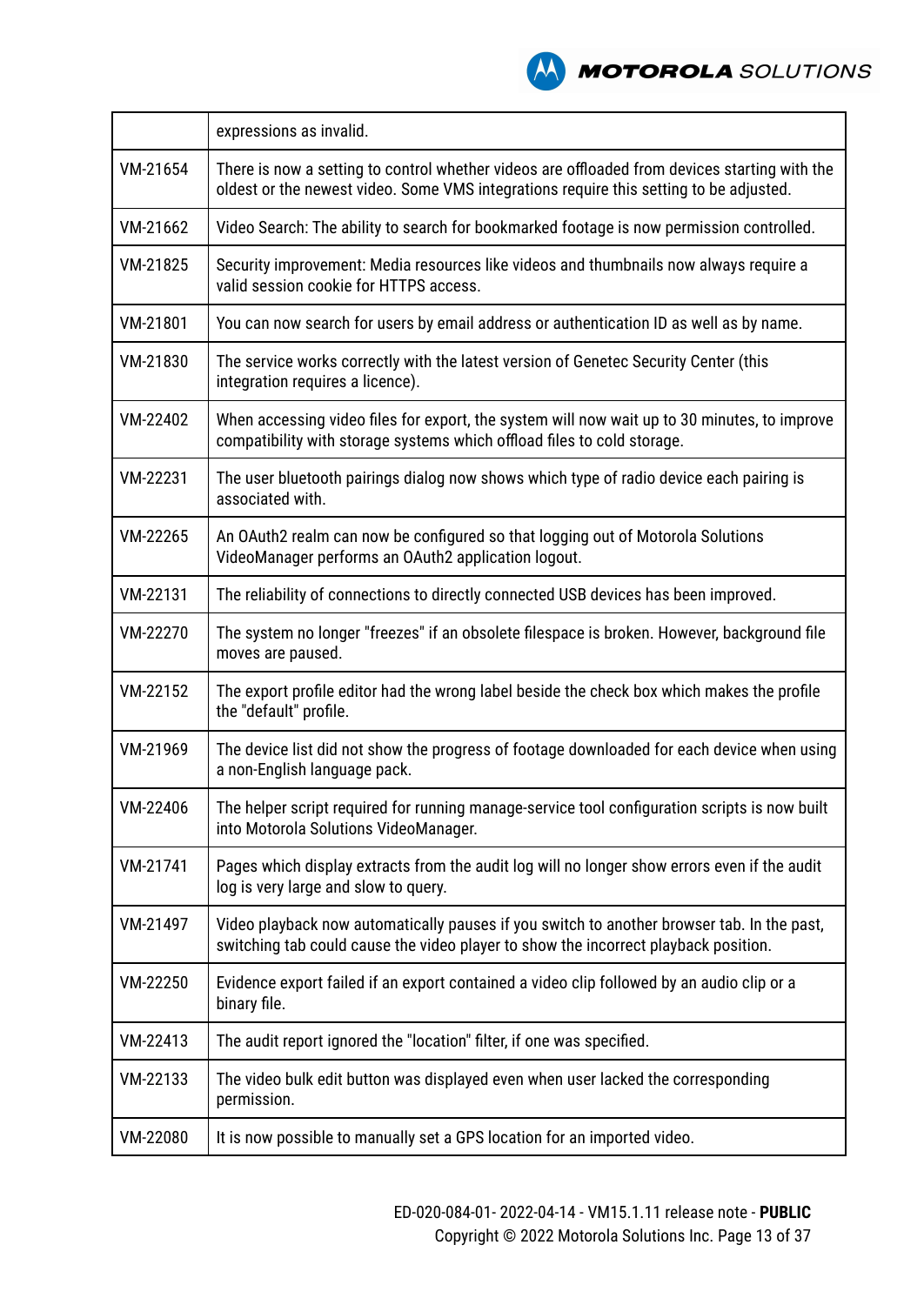| | |
|---|---|
| | expressions as invalid. |
| VM-21654 | There is now a setting to control whether videos are offloaded from devices starting with the oldest or the newest video. Some VMS integrations require this setting to be adjusted. |
| VM-21662 | Video Search: The ability to search for bookmarked footage is now permission controlled. |
| VM-21825 | Security improvement: Media resources like videos and thumbnails now always require a valid session cookie for HTTPS access. |
| VM-21801 | You can now search for users by email address or authentication ID as well as by name. |
| VM-21830 | The service works correctly with the latest version of Genetec Security Center (this integration requires a licence). |
| VM-22402 | When accessing video files for export, the system will now wait up to 30 minutes, to improve compatibility with storage systems which offload files to cold storage. |
| VM-22231 | The user bluetooth pairings dialog now shows which type of radio device each pairing is associated with. |
| VM-22265 | An OAuth2 realm can now be configured so that logging out of Motorola Solutions VideoManager performs an OAuth2 application logout. |
| VM-22131 | The reliability of connections to directly connected USB devices has been improved. |
| VM-22270 | The system no longer "freezes" if an obsolete filespace is broken. However, background file moves are paused. |
| VM-22152 | The export profile editor had the wrong label beside the check box which makes the profile the "default" profile. |
| VM-21969 | The device list did not show the progress of footage downloaded for each device when using a non-English language pack. |
| VM-22406 | The helper script required for running manage-service tool configuration scripts is now built into Motorola Solutions VideoManager. |
| VM-21741 | Pages which display extracts from the audit log will no longer show errors even if the audit log is very large and slow to query. |
| VM-21497 | Video playback now automatically pauses if you switch to another browser tab. In the past, switching tab could cause the video player to show the incorrect playback position. |
| VM-22250 | Evidence export failed if an export contained a video clip followed by an audio clip or a binary file. |
| VM-22413 | The audit report ignored the "location" filter, if one was specified. |
| VM-22133 | The video bulk edit button was displayed even when user lacked the corresponding permission. |
| VM-22080 | It is now possible to manually set a GPS location for an imported video. |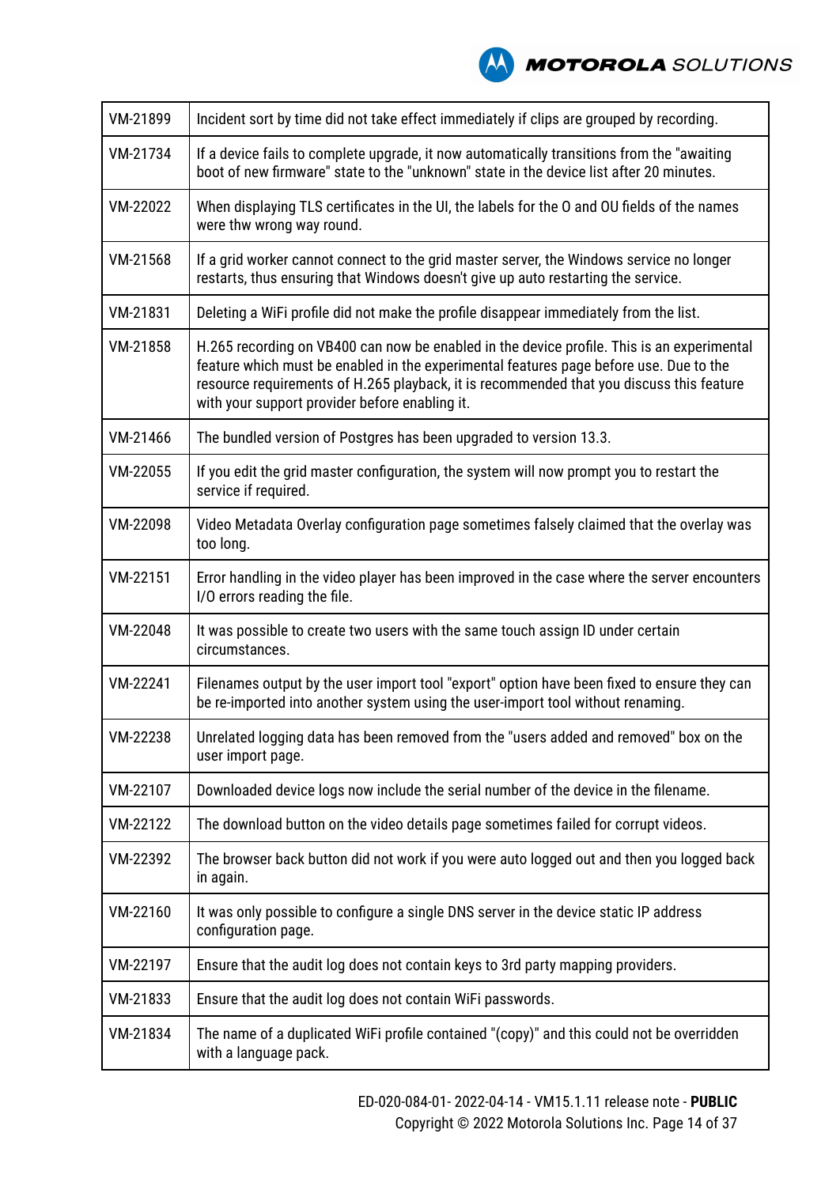| VM-21899 | Incident sort by time did not take effect immediately if clips are grouped by recording. |
|---|---|
| VM-21734 | If a device fails to complete upgrade, it now automatically transitions from the "awaiting boot of new firmware" state to the "unknown" state in the device list after 20 minutes. |
| VM-22022 | When displaying TLS certificates in the UI, the labels for the O and OU fields of the names were thw wrong way round. |
| VM-21568 | If a grid worker cannot connect to the grid master server, the Windows service no longer restarts, thus ensuring that Windows doesn't give up auto restarting the service. |
| VM-21831 | Deleting a WiFi profile did not make the profile disappear immediately from the list. |
| VM-21858 | H.265 recording on VB400 can now be enabled in the device profile. This is an experimental feature which must be enabled in the experimental features page before use. Due to the resource requirements of H.265 playback, it is recommended that you discuss this feature with your support provider before enabling it. |
| VM-21466 | The bundled version of Postgres has been upgraded to version 13.3. |
| VM-22055 | If you edit the grid master configuration, the system will now prompt you to restart the service if required. |
| VM-22098 | Video Metadata Overlay configuration page sometimes falsely claimed that the overlay was too long. |
| VM-22151 | Error handling in the video player has been improved in the case where the server encounters I/O errors reading the file. |
| VM-22048 | It was possible to create two users with the same touch assign ID under certain circumstances. |
| VM-22241 | Filenames output by the user import tool "export" option have been fixed to ensure they can be re-imported into another system using the user-import tool without renaming. |
| VM-22238 | Unrelated logging data has been removed from the "users added and removed" box on the user import page. |
| VM-22107 | Downloaded device logs now include the serial number of the device in the filename. |
| VM-22122 | The download button on the video details page sometimes failed for corrupt videos. |
| VM-22392 | The browser back button did not work if you were auto logged out and then you logged back in again. |
| VM-22160 | It was only possible to configure a single DNS server in the device static IP address configuration page. |
| VM-22197 | Ensure that the audit log does not contain keys to 3rd party mapping providers. |
| VM-21833 | Ensure that the audit log does not contain WiFi passwords. |
| VM-21834 | The name of a duplicated WiFi profile contained "(copy)" and this could not be overridden with a language pack. |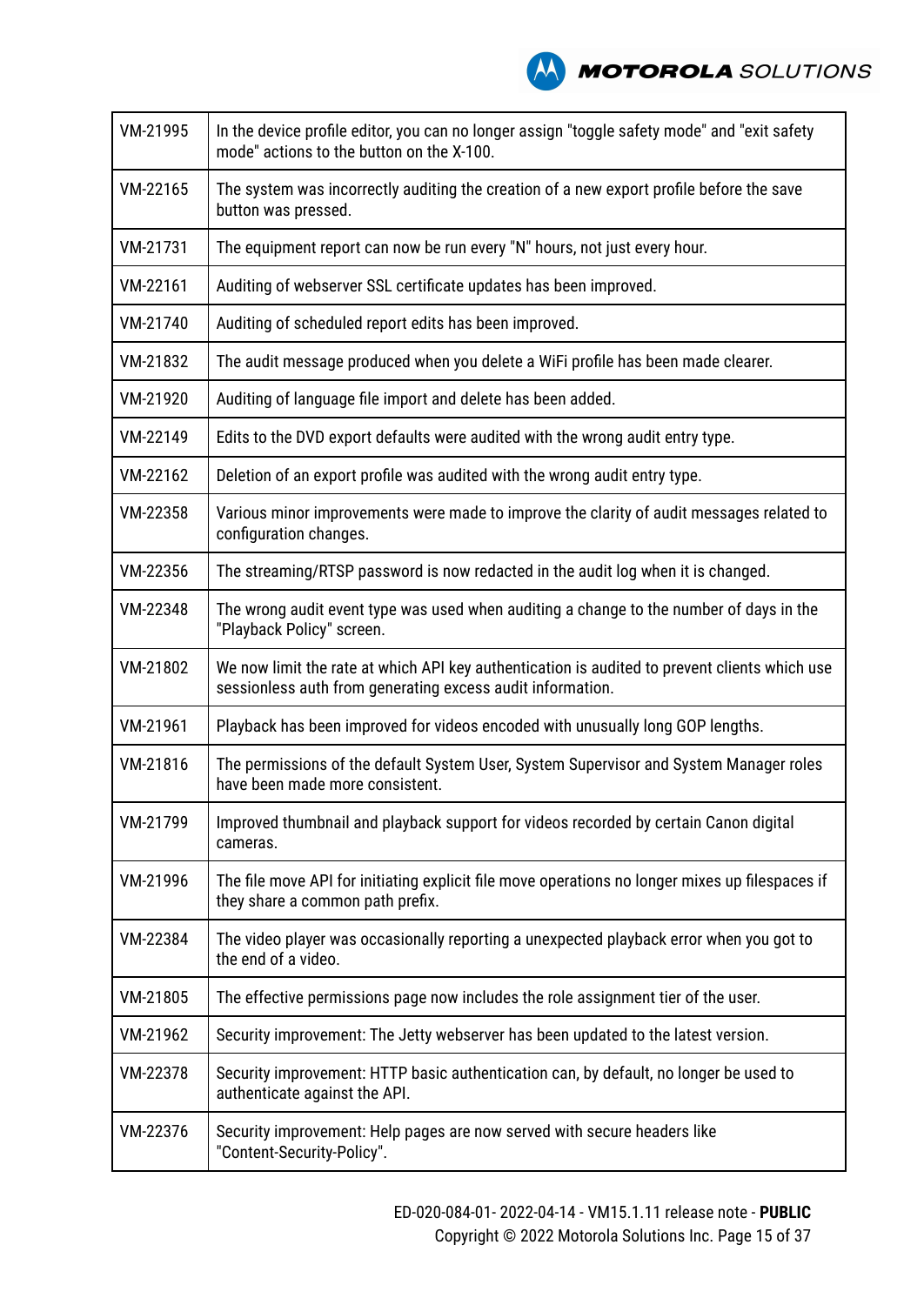| | |
|---|---|
| VM-21995 | In the device profile editor, you can no longer assign "toggle safety mode" and "exit safety mode" actions to the button on the X-100. |
| VM-22165 | The system was incorrectly auditing the creation of a new export profile before the save button was pressed. |
| VM-21731 | The equipment report can now be run every "N" hours, not just every hour. |
| VM-22161 | Auditing of webserver SSL certificate updates has been improved. |
| VM-21740 | Auditing of scheduled report edits has been improved. |
| VM-21832 | The audit message produced when you delete a WiFi profile has been made clearer. |
| VM-21920 | Auditing of language file import and delete has been added. |
| VM-22149 | Edits to the DVD export defaults were audited with the wrong audit entry type. |
| VM-22162 | Deletion of an export profile was audited with the wrong audit entry type. |
| VM-22358 | Various minor improvements were made to improve the clarity of audit messages related to configuration changes. |
| VM-22356 | The streaming/RTSP password is now redacted in the audit log when it is changed. |
| VM-22348 | The wrong audit event type was used when auditing a change to the number of days in the "Playback Policy" screen. |
| VM-21802 | We now limit the rate at which API key authentication is audited to prevent clients which use sessionless auth from generating excess audit information. |
| VM-21961 | Playback has been improved for videos encoded with unusually long GOP lengths. |
| VM-21816 | The permissions of the default System User, System Supervisor and System Manager roles have been made more consistent. |
| VM-21799 | Improved thumbnail and playback support for videos recorded by certain Canon digital cameras. |
| VM-21996 | The file move API for initiating explicit file move operations no longer mixes up filespaces if they share a common path prefix. |
| VM-22384 | The video player was occasionally reporting a unexpected playback error when you got to the end of a video. |
| VM-21805 | The effective permissions page now includes the role assignment tier of the user. |
| VM-21962 | Security improvement: The Jetty webserver has been updated to the latest version. |
| VM-22378 | Security improvement: HTTP basic authentication can, by default, no longer be used to authenticate against the API. |
| VM-22376 | Security improvement: Help pages are now served with secure headers like "Content-Security-Policy". |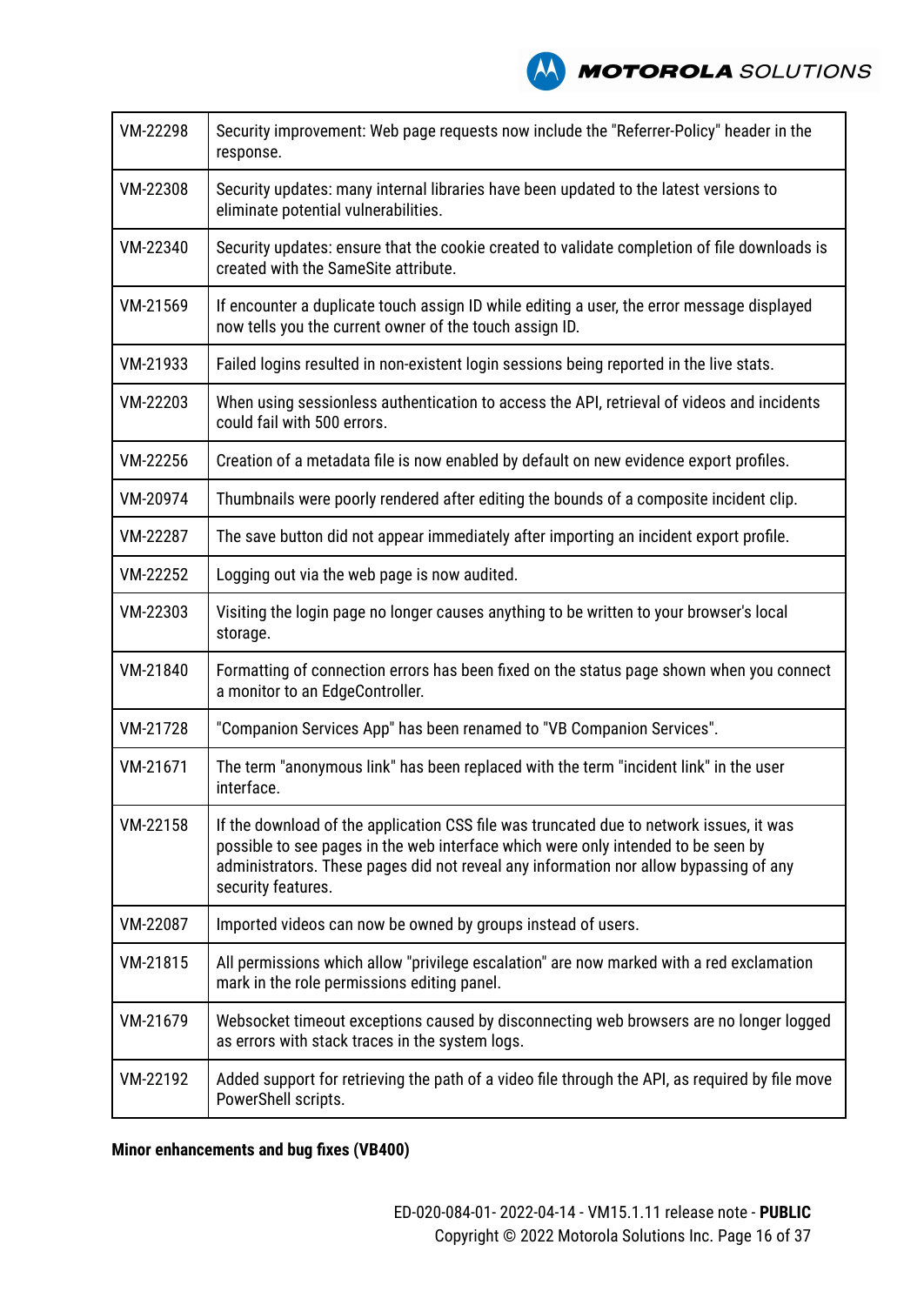| | |
|---|---|
| VM-22298 | Security improvement: Web page requests now include the "Referrer-Policy" header in the response. |
| VM-22308 | Security updates: many internal libraries have been updated to the latest versions to eliminate potential vulnerabilities. |
| VM-22340 | Security updates: ensure that the cookie created to validate completion of file downloads is created with the SameSite attribute. |
| VM-21569 | If encounter a duplicate touch assign ID while editing a user, the error message displayed now tells you the current owner of the touch assign ID. |
| VM-21933 | Failed logins resulted in non-existent login sessions being reported in the live stats. |
| VM-22203 | When using sessionless authentication to access the API, retrieval of videos and incidents could fail with 500 errors. |
| VM-22256 | Creation of a metadata file is now enabled by default on new evidence export profiles. |
| VM-20974 | Thumbnails were poorly rendered after editing the bounds of a composite incident clip. |
| VM-22287 | The save button did not appear immediately after importing an incident export profile. |
| VM-22252 | Logging out via the web page is now audited. |
| VM-22303 | Visiting the login page no longer causes anything to be written to your browser's local storage. |
| VM-21840 | Formatting of connection errors has been fixed on the status page shown when you connect a monitor to an EdgeController. |
| VM-21728 | "Companion Services App" has been renamed to "VB Companion Services". |
| VM-21671 | The term "anonymous link" has been replaced with the term "incident link" in the user interface. |
| VM-22158 | If the download of the application CSS file was truncated due to network issues, it was possible to see pages in the web interface which were only intended to be seen by administrators. These pages did not reveal any information nor allow bypassing of any security features. |
| VM-22087 | Imported videos can now be owned by groups instead of users. |
| VM-21815 | All permissions which allow "privilege escalation" are now marked with a red exclamation mark in the role permissions editing panel. |
| VM-21679 | Websocket timeout exceptions caused by disconnecting web browsers are no longer logged as errors with stack traces in the system logs. |
| VM-22192 | Added support for retrieving the path of a video file through the API, as required by file move PowerShell scripts. |

**Minor enhancements and bug fixes (VB400)**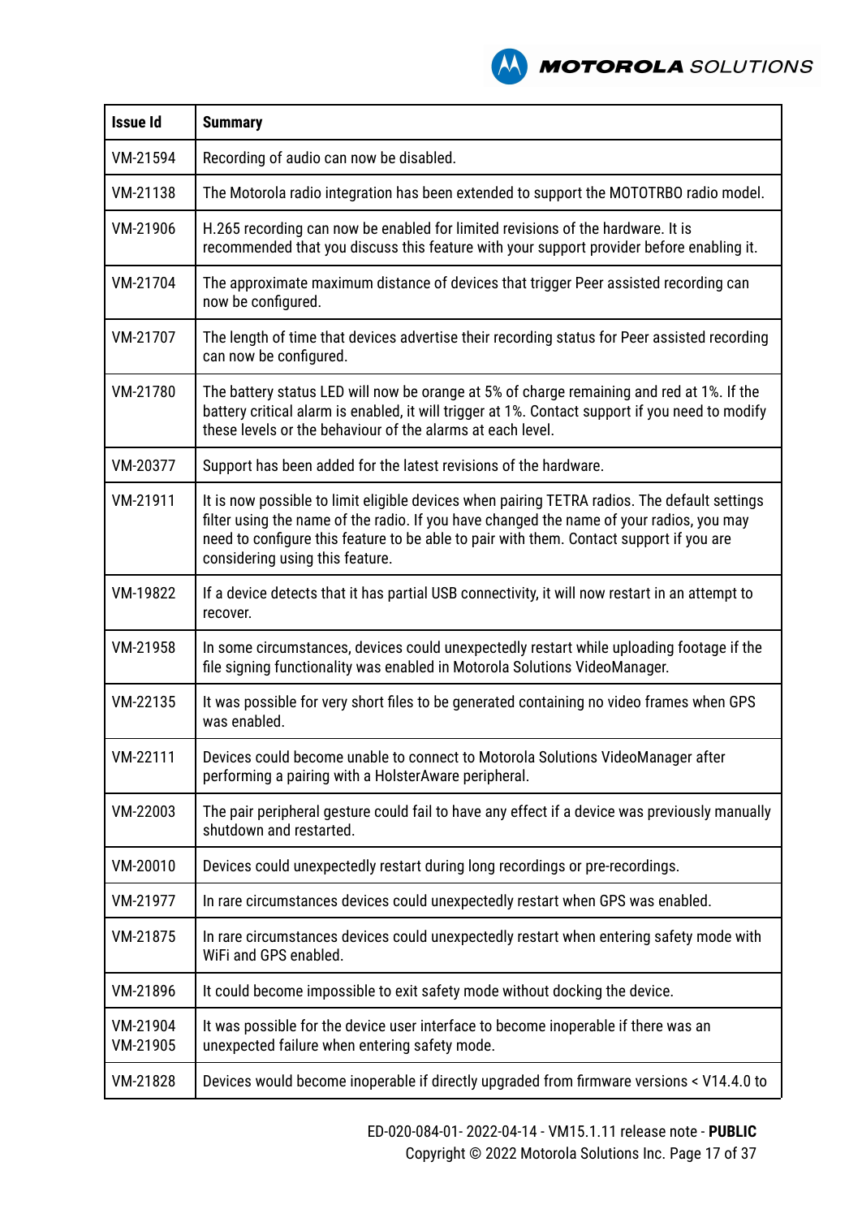| Issue Id | Summary |
| --- | --- |
| VM-21594 | Recording of audio can now be disabled. |
| VM-21138 | The Motorola radio integration has been extended to support the MOTOTRBO radio model. |
| VM-21906 | H.265 recording can now be enabled for limited revisions of the hardware. It is recommended that you discuss this feature with your support provider before enabling it. |
| VM-21704 | The approximate maximum distance of devices that trigger Peer assisted recording can now be configured. |
| VM-21707 | The length of time that devices advertise their recording status for Peer assisted recording can now be configured. |
| VM-21780 | The battery status LED will now be orange at 5% of charge remaining and red at 1%. If the battery critical alarm is enabled, it will trigger at 1%. Contact support if you need to modify these levels or the behaviour of the alarms at each level. |
| VM-20377 | Support has been added for the latest revisions of the hardware. |
| VM-21911 | It is now possible to limit eligible devices when pairing TETRA radios. The default settings filter using the name of the radio. If you have changed the name of your radios, you may need to configure this feature to be able to pair with them. Contact support if you are considering using this feature. |
| VM-19822 | If a device detects that it has partial USB connectivity, it will now restart in an attempt to recover. |
| VM-21958 | In some circumstances, devices could unexpectedly restart while uploading footage if the file signing functionality was enabled in Motorola Solutions VideoManager. |
| VM-22135 | It was possible for very short files to be generated containing no video frames when GPS was enabled. |
| VM-22111 | Devices could become unable to connect to Motorola Solutions VideoManager after performing a pairing with a HolsterAware peripheral. |
| VM-22003 | The pair peripheral gesture could fail to have any effect if a device was previously manually shutdown and restarted. |
| VM-20010 | Devices could unexpectedly restart during long recordings or pre-recordings. |
| VM-21977 | In rare circumstances devices could unexpectedly restart when GPS was enabled. |
| VM-21875 | In rare circumstances devices could unexpectedly restart when entering safety mode with WiFi and GPS enabled. |
| VM-21896 | It could become impossible to exit safety mode without docking the device. |
| VM-21904 VM-21905 | It was possible for the device user interface to become inoperable if there was an unexpected failure when entering safety mode. |
| VM-21828 | Devices would become inoperable if directly upgraded from firmware versions < V14.4.0 to |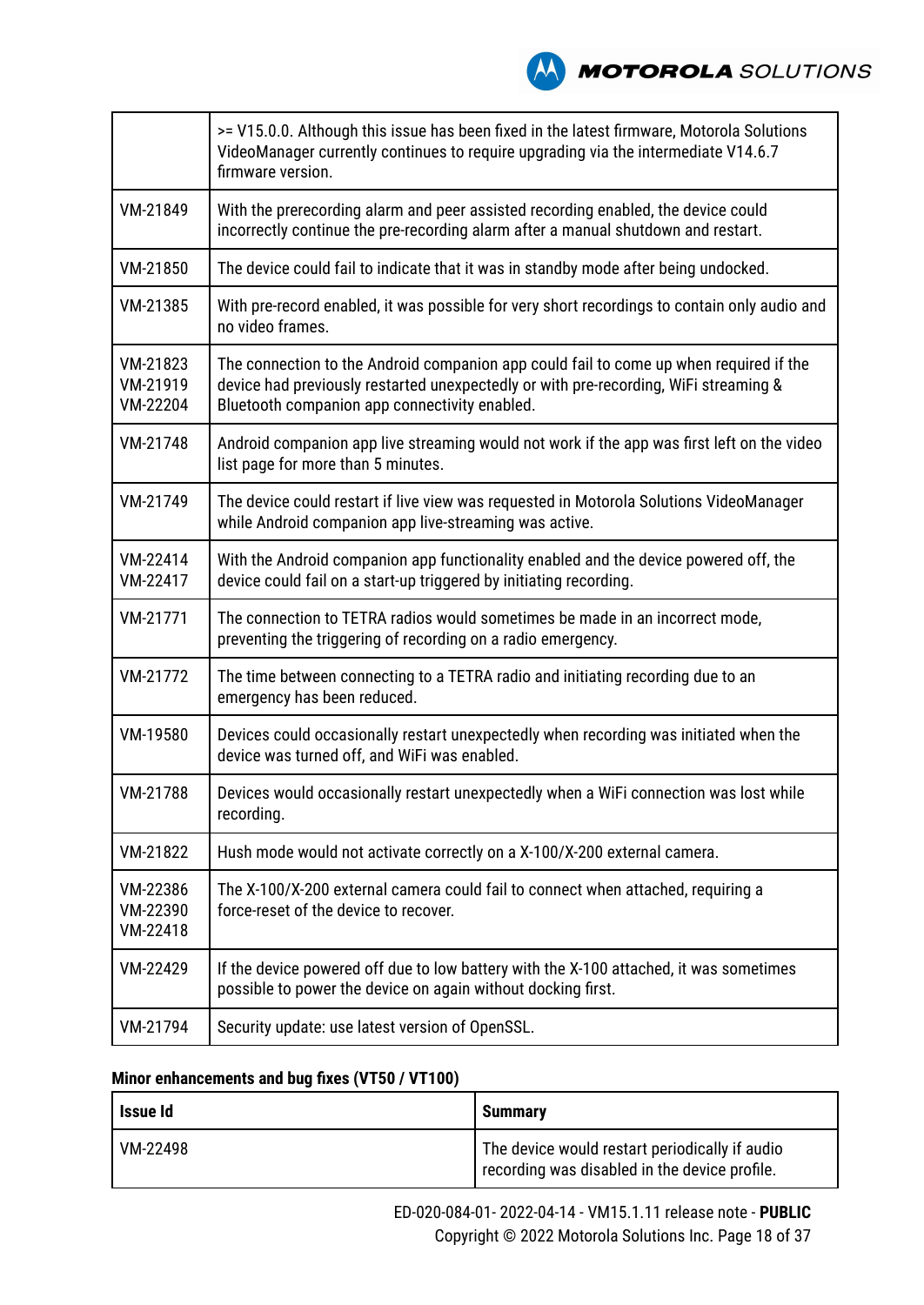| | |
|---|---|
| | >= V15.0.0. Although this issue has been fixed in the latest firmware, Motorola Solutions VideoManager currently continues to require upgrading via the intermediate V14.6.7 firmware version. |
| VM-21849 | With the prerecording alarm and peer assisted recording enabled, the device could incorrectly continue the pre-recording alarm after a manual shutdown and restart. |
| VM-21850 | The device could fail to indicate that it was in standby mode after being undocked. |
| VM-21385 | With pre-record enabled, it was possible for very short recordings to contain only audio and no video frames. |
| VM-21823<br>VM-21919<br>VM-22204 | The connection to the Android companion app could fail to come up when required if the device had previously restarted unexpectedly or with pre-recording, WiFi streaming & Bluetooth companion app connectivity enabled. |
| VM-21748 | Android companion app live streaming would not work if the app was first left on the video list page for more than 5 minutes. |
| VM-21749 | The device could restart if live view was requested in Motorola Solutions VideoManager while Android companion app live-streaming was active. |
| VM-22414<br>VM-22417 | With the Android companion app functionality enabled and the device powered off, the device could fail on a start-up triggered by initiating recording. |
| VM-21771 | The connection to TETRA radios would sometimes be made in an incorrect mode, preventing the triggering of recording on a radio emergency. |
| VM-21772 | The time between connecting to a TETRA radio and initiating recording due to an emergency has been reduced. |
| VM-19580 | Devices could occasionally restart unexpectedly when recording was initiated when the device was turned off, and WiFi was enabled. |
| VM-21788 | Devices would occasionally restart unexpectedly when a WiFi connection was lost while recording. |
| VM-21822 | Hush mode would not activate correctly on a X-100/X-200 external camera. |
| VM-22386<br>VM-22390<br>VM-22418 | The X-100/X-200 external camera could fail to connect when attached, requiring a force-reset of the device to recover. |
| VM-22429 | If the device powered off due to low battery with the X-100 attached, it was sometimes possible to power the device on again without docking first. |
| VM-21794 | Security update: use latest version of OpenSSL. |

**Minor enhancements and bug fixes (VT50 / VT100)**

| Issue Id | Summary |
|---|---|
| VM-22498 | The device would restart periodically if audio recording was disabled in the device profile. |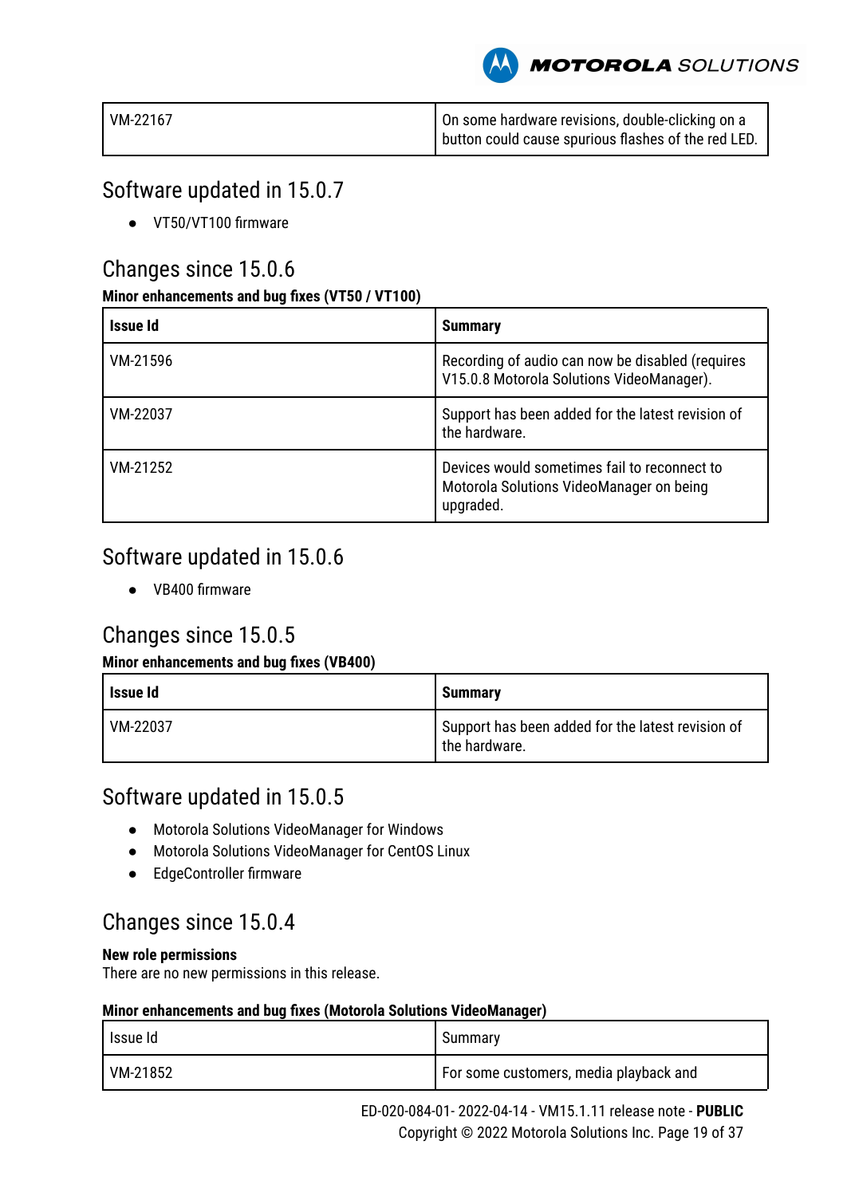| VM-22167 | On some hardware revisions, double-clicking on a button could cause spurious flashes of the red LED. |
|---|---|

## Software updated in 15.0.7

- VT50/VT100 firmware

## Changes since 15.0.6

**Minor enhancements and bug fixes (VT50 / VT100)**

| Issue Id | Summary |
|---|---|
| VM-21596 | Recording of audio can now be disabled (requires V15.0.8 Motorola Solutions VideoManager). |
| VM-22037 | Support has been added for the latest revision of the hardware. |
| VM-21252 | Devices would sometimes fail to reconnect to Motorola Solutions VideoManager on being upgraded. |

## Software updated in 15.0.6

- VB400 firmware

## Changes since 15.0.5

**Minor enhancements and bug fixes (VB400)**

| Issue Id | Summary |
|---|---|
| VM-22037 | Support has been added for the latest revision of the hardware. |

## Software updated in 15.0.5

- Motorola Solutions VideoManager for Windows
- Motorola Solutions VideoManager for CentOS Linux
- EdgeController firmware

## Changes since 15.0.4

**New role permissions**
There are no new permissions in this release.

**Minor enhancements and bug fixes (Motorola Solutions VideoManager)**

| Issue Id | Summary |
|---|---|
| VM-21852 | For some customers, media playback and |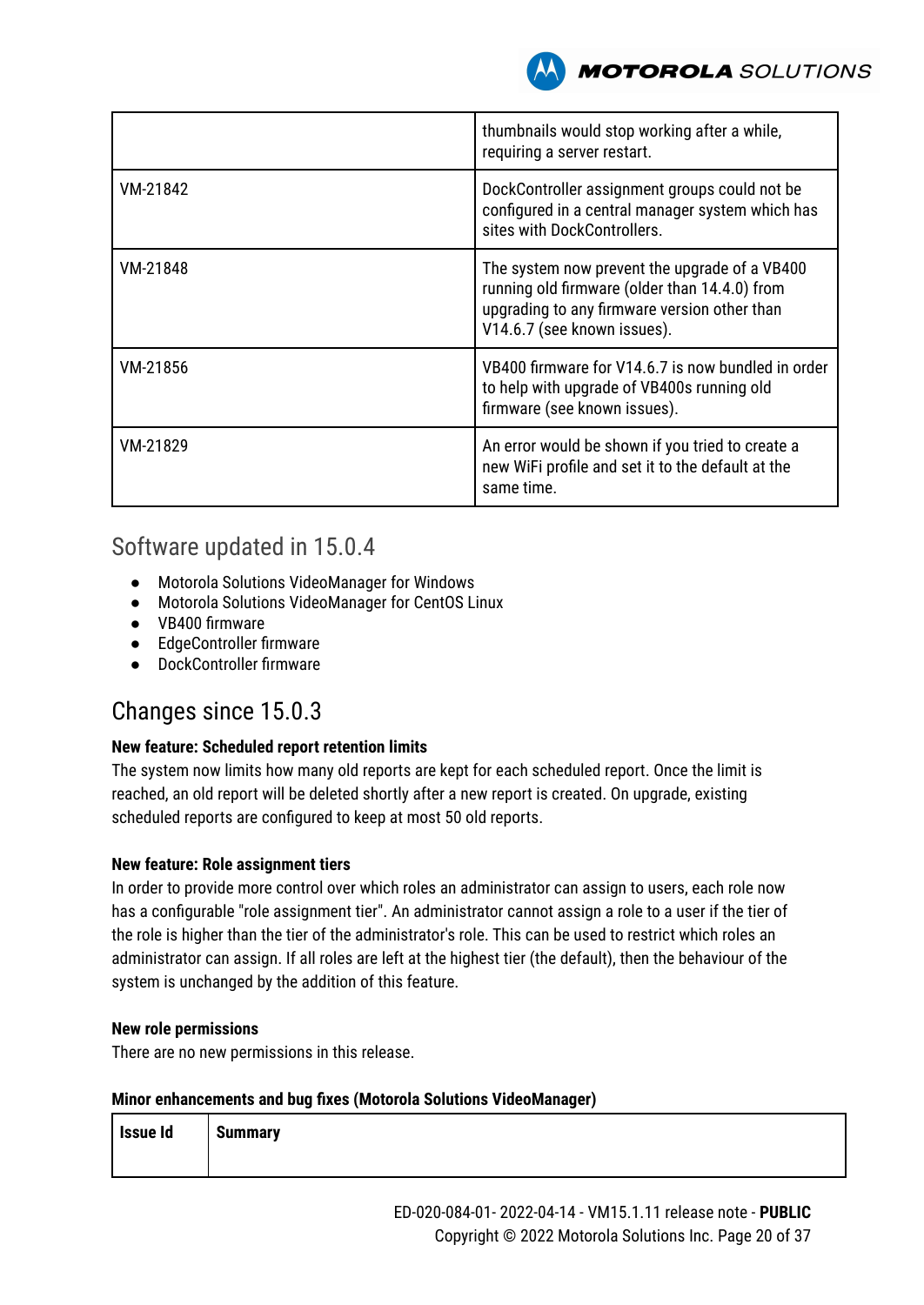|  |  |
|---|---|
|  | thumbnails would stop working after a while, requiring a server restart. |
| VM-21842 | DockController assignment groups could not be configured in a central manager system which has sites with DockControllers. |
| VM-21848 | The system now prevent the upgrade of a VB400 running old firmware (older than 14.4.0) from upgrading to any firmware version other than V14.6.7 (see known issues). |
| VM-21856 | VB400 firmware for V14.6.7 is now bundled in order to help with upgrade of VB400s running old firmware (see known issues). |
| VM-21829 | An error would be shown if you tried to create a new WiFi profile and set it to the default at the same time. |

## Software updated in 15.0.4

- Motorola Solutions VideoManager for Windows
- Motorola Solutions VideoManager for CentOS Linux
- VB400 firmware
- EdgeController firmware
- DockController firmware

## Changes since 15.0.3

**New feature: Scheduled report retention limits**

The system now limits how many old reports are kept for each scheduled report. Once the limit is reached, an old report will be deleted shortly after a new report is created. On upgrade, existing scheduled reports are configured to keep at most 50 old reports.

**New feature: Role assignment tiers**

In order to provide more control over which roles an administrator can assign to users, each role now has a configurable "role assignment tier". An administrator cannot assign a role to a user if the tier of the role is higher than the tier of the administrator's role. This can be used to restrict which roles an administrator can assign. If all roles are left at the highest tier (the default), then the behaviour of the system is unchanged by the addition of this feature.

**New role permissions**

There are no new permissions in this release.

**Minor enhancements and bug fixes (Motorola Solutions VideoManager)**

| Issue Id | Summary |
|---|---|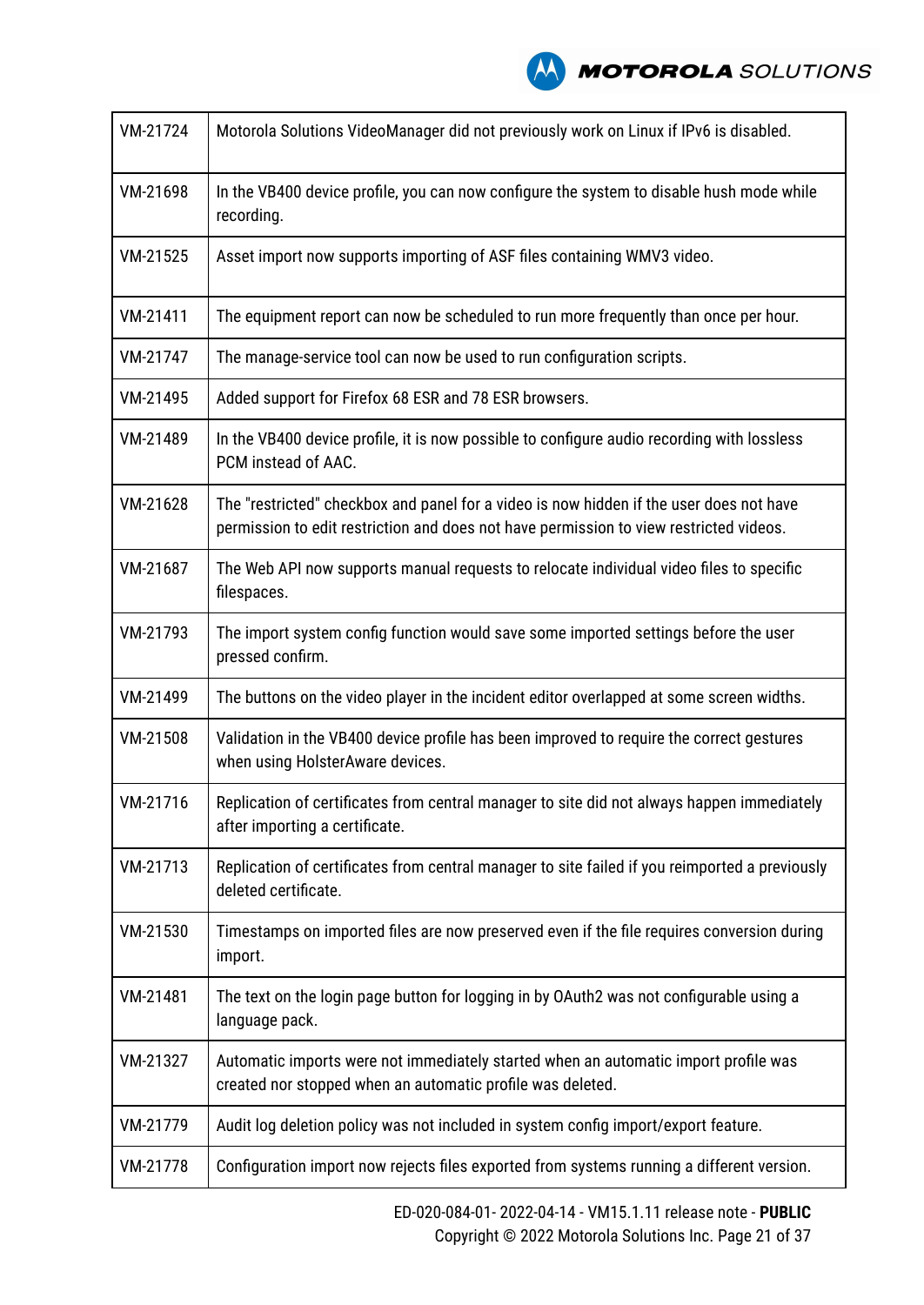| | |
|---|---|
| VM-21724 | Motorola Solutions VideoManager did not previously work on Linux if IPv6 is disabled. |
| VM-21698 | In the VB400 device profile, you can now configure the system to disable hush mode while recording. |
| VM-21525 | Asset import now supports importing of ASF files containing WMV3 video. |
| VM-21411 | The equipment report can now be scheduled to run more frequently than once per hour. |
| VM-21747 | The manage-service tool can now be used to run configuration scripts. |
| VM-21495 | Added support for Firefox 68 ESR and 78 ESR browsers. |
| VM-21489 | In the VB400 device profile, it is now possible to configure audio recording with lossless PCM instead of AAC. |
| VM-21628 | The "restricted" checkbox and panel for a video is now hidden if the user does not have permission to edit restriction and does not have permission to view restricted videos. |
| VM-21687 | The Web API now supports manual requests to relocate individual video files to specific filespaces. |
| VM-21793 | The import system config function would save some imported settings before the user pressed confirm. |
| VM-21499 | The buttons on the video player in the incident editor overlapped at some screen widths. |
| VM-21508 | Validation in the VB400 device profile has been improved to require the correct gestures when using HolsterAware devices. |
| VM-21716 | Replication of certificates from central manager to site did not always happen immediately after importing a certificate. |
| VM-21713 | Replication of certificates from central manager to site failed if you reimported a previously deleted certificate. |
| VM-21530 | Timestamps on imported files are now preserved even if the file requires conversion during import. |
| VM-21481 | The text on the login page button for logging in by OAuth2 was not configurable using a language pack. |
| VM-21327 | Automatic imports were not immediately started when an automatic import profile was created nor stopped when an automatic profile was deleted. |
| VM-21779 | Audit log deletion policy was not included in system config import/export feature. |
| VM-21778 | Configuration import now rejects files exported from systems running a different version. |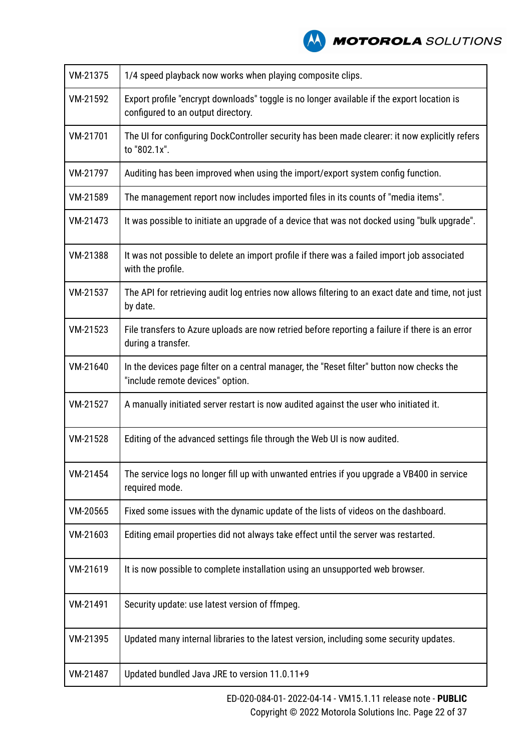| VM-21375 | 1/4 speed playback now works when playing composite clips. |
|---|---|
| VM-21592 | Export profile "encrypt downloads" toggle is no longer available if the export location is configured to an output directory. |
| VM-21701 | The UI for configuring DockController security has been made clearer: it now explicitly refers to "802.1x". |
| VM-21797 | Auditing has been improved when using the import/export system config function. |
| VM-21589 | The management report now includes imported files in its counts of "media items". |
| VM-21473 | It was possible to initiate an upgrade of a device that was not docked using "bulk upgrade". |
| VM-21388 | It was not possible to delete an import profile if there was a failed import job associated with the profile. |
| VM-21537 | The API for retrieving audit log entries now allows filtering to an exact date and time, not just by date. |
| VM-21523 | File transfers to Azure uploads are now retried before reporting a failure if there is an error during a transfer. |
| VM-21640 | In the devices page filter on a central manager, the "Reset filter" button now checks the "include remote devices" option. |
| VM-21527 | A manually initiated server restart is now audited against the user who initiated it. |
| VM-21528 | Editing of the advanced settings file through the Web UI is now audited. |
| VM-21454 | The service logs no longer fill up with unwanted entries if you upgrade a VB400 in service required mode. |
| VM-20565 | Fixed some issues with the dynamic update of the lists of videos on the dashboard. |
| VM-21603 | Editing email properties did not always take effect until the server was restarted. |
| VM-21619 | It is now possible to complete installation using an unsupported web browser. |
| VM-21491 | Security update: use latest version of ffmpeg. |
| VM-21395 | Updated many internal libraries to the latest version, including some security updates. |
| VM-21487 | Updated bundled Java JRE to version 11.0.11+9 |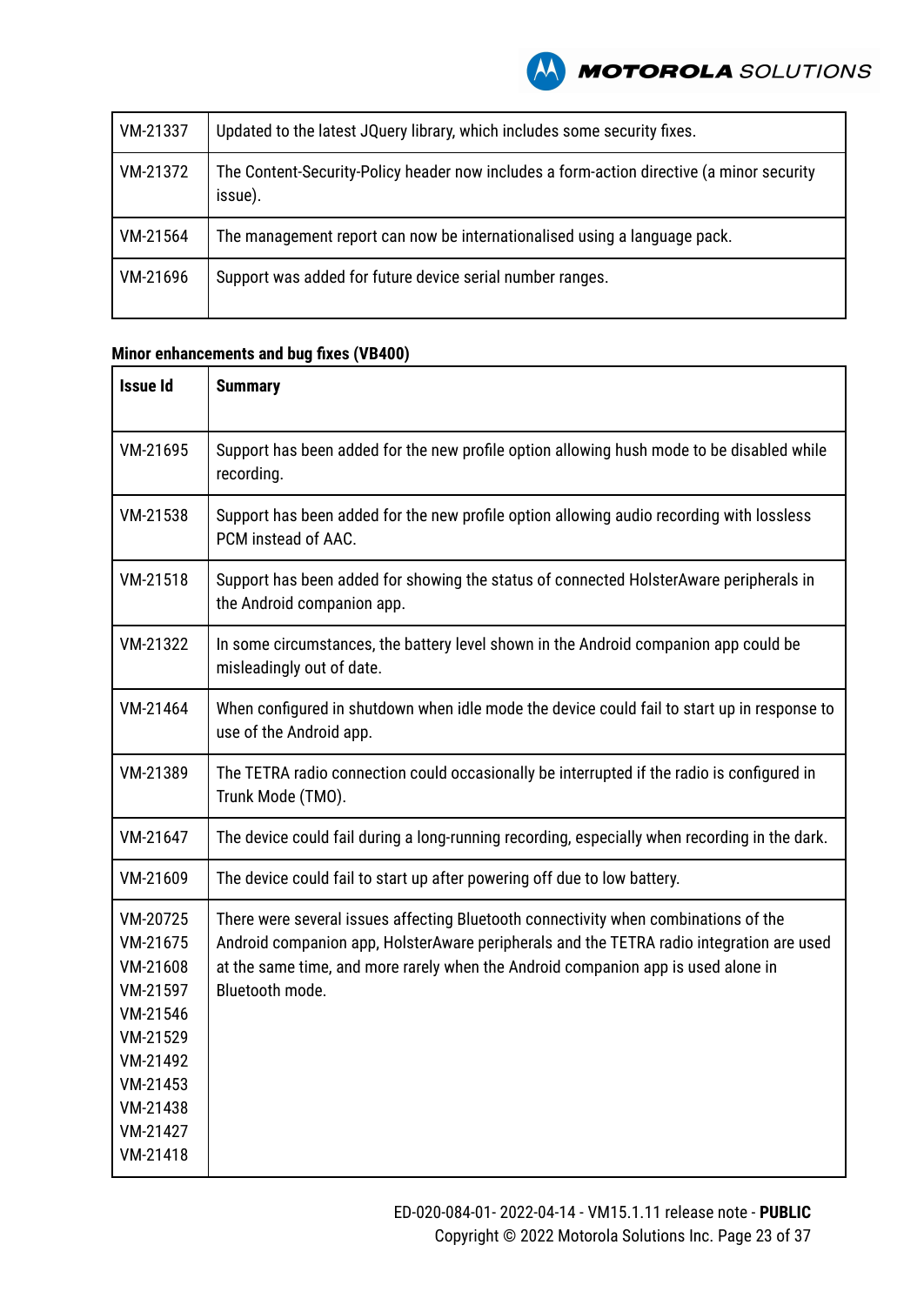| | |
|---|---|
| VM-21337 | Updated to the latest JQuery library, which includes some security fixes. |
| VM-21372 | The Content-Security-Policy header now includes a form-action directive (a minor security issue). |
| VM-21564 | The management report can now be internationalised using a language pack. |
| VM-21696 | Support was added for future device serial number ranges. |

**Minor enhancements and bug fixes (VB400)**

| Issue Id | Summary |
|---|---|
| VM-21695 | Support has been added for the new profile option allowing hush mode to be disabled while recording. |
| VM-21538 | Support has been added for the new profile option allowing audio recording with lossless PCM instead of AAC. |
| VM-21518 | Support has been added for showing the status of connected HolsterAware peripherals in the Android companion app. |
| VM-21322 | In some circumstances, the battery level shown in the Android companion app could be misleadingly out of date. |
| VM-21464 | When configured in shutdown when idle mode the device could fail to start up in response to use of the Android app. |
| VM-21389 | The TETRA radio connection could occasionally be interrupted if the radio is configured in Trunk Mode (TMO). |
| VM-21647 | The device could fail during a long-running recording, especially when recording in the dark. |
| VM-21609 | The device could fail to start up after powering off due to low battery. |
| VM-20725 VM-21675 VM-21608 VM-21597 VM-21546 VM-21529 VM-21492 VM-21453 VM-21438 VM-21427 VM-21418 | There were several issues affecting Bluetooth connectivity when combinations of the Android companion app, HolsterAware peripherals and the TETRA radio integration are used at the same time, and more rarely when the Android companion app is used alone in Bluetooth mode. |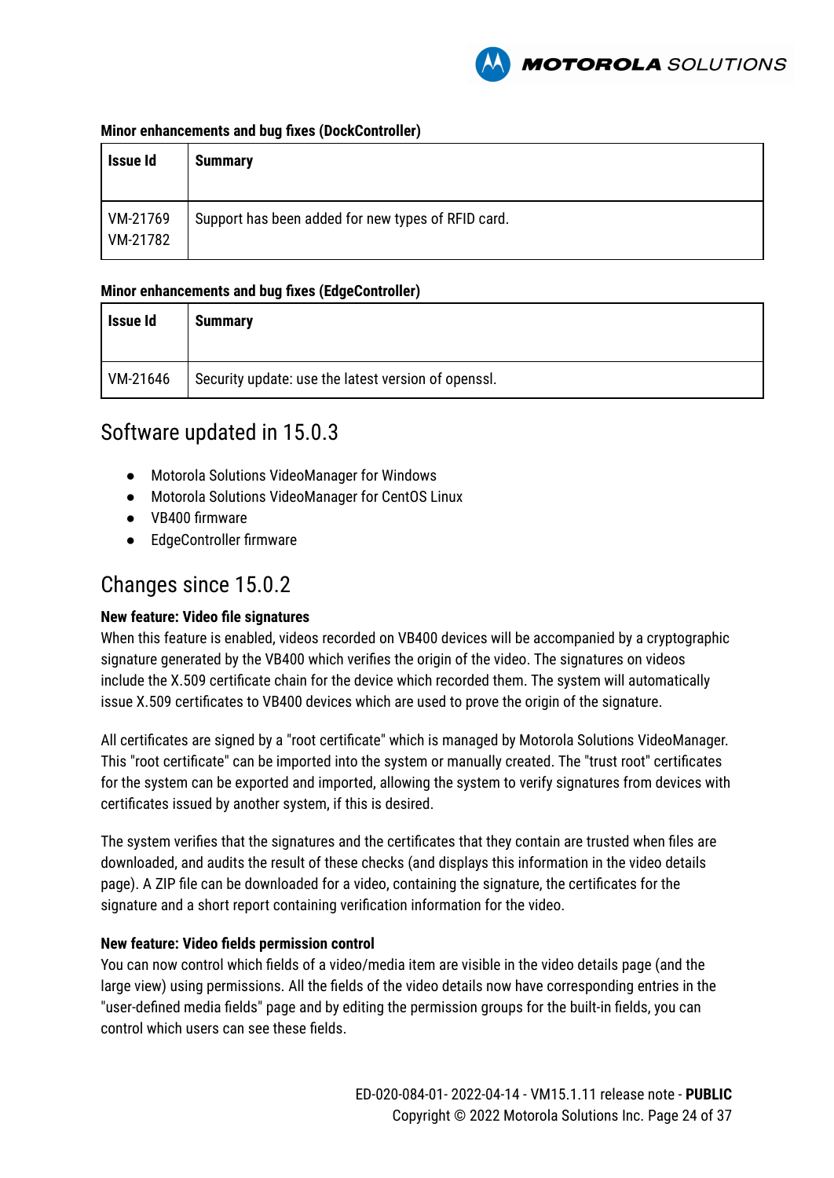**Minor enhancements and bug fixes (DockController)**

| Issue Id | Summary |
|---|---|
| VM-21769 VM-21782 | Support has been added for new types of RFID card. |

**Minor enhancements and bug fixes (EdgeController)**

| Issue Id | Summary |
|---|---|
| VM-21646 | Security update: use the latest version of openssl. |

## Software updated in 15.0.3

- Motorola Solutions VideoManager for Windows
- Motorola Solutions VideoManager for CentOS Linux
- VB400 firmware
- EdgeController firmware

## Changes since 15.0.2

**New feature: Video file signatures**

When this feature is enabled, videos recorded on VB400 devices will be accompanied by a cryptographic signature generated by the VB400 which verifies the origin of the video. The signatures on videos include the X.509 certificate chain for the device which recorded them. The system will automatically issue X.509 certificates to VB400 devices which are used to prove the origin of the signature.

All certificates are signed by a "root certificate" which is managed by Motorola Solutions VideoManager. This "root certificate" can be imported into the system or manually created. The "trust root" certificates for the system can be exported and imported, allowing the system to verify signatures from devices with certificates issued by another system, if this is desired.

The system verifies that the signatures and the certificates that they contain are trusted when files are downloaded, and audits the result of these checks (and displays this information in the video details page). A ZIP file can be downloaded for a video, containing the signature, the certificates for the signature and a short report containing verification information for the video.

**New feature: Video fields permission control**

You can now control which fields of a video/media item are visible in the video details page (and the large view) using permissions. All the fields of the video details now have corresponding entries in the "user-defined media fields" page and by editing the permission groups for the built-in fields, you can control which users can see these fields.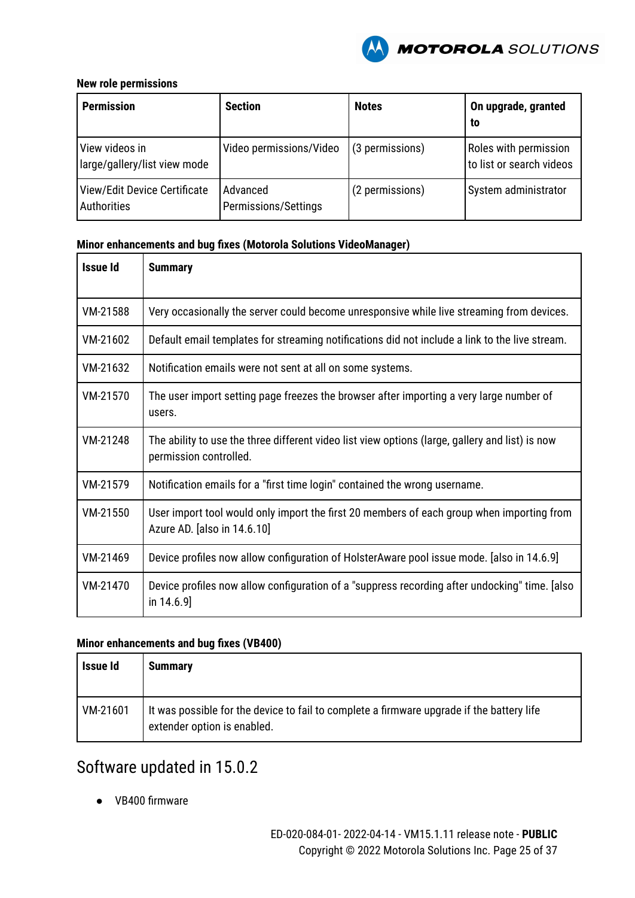**New role permissions**

| Permission | Section | Notes | On upgrade, granted to |
|---|---|---|---|
| View videos in large/gallery/list view mode | Video permissions/Video | (3 permissions) | Roles with permission to list or search videos |
| View/Edit Device Certificate Authorities | Advanced Permissions/Settings | (2 permissions) | System administrator |

**Minor enhancements and bug fixes (Motorola Solutions VideoManager)**

| Issue Id | Summary |
|---|---|
| VM-21588 | Very occasionally the server could become unresponsive while live streaming from devices. |
| VM-21602 | Default email templates for streaming notifications did not include a link to the live stream. |
| VM-21632 | Notification emails were not sent at all on some systems. |
| VM-21570 | The user import setting page freezes the browser after importing a very large number of users. |
| VM-21248 | The ability to use the three different video list view options (large, gallery and list) is now permission controlled. |
| VM-21579 | Notification emails for a "first time login" contained the wrong username. |
| VM-21550 | User import tool would only import the first 20 members of each group when importing from Azure AD. [also in 14.6.10] |
| VM-21469 | Device profiles now allow configuration of HolsterAware pool issue mode. [also in 14.6.9] |
| VM-21470 | Device profiles now allow configuration of a "suppress recording after undocking" time. [also in 14.6.9] |

**Minor enhancements and bug fixes (VB400)**

| Issue Id | Summary |
|---|---|
| VM-21601 | It was possible for the device to fail to complete a firmware upgrade if the battery life extender option is enabled. |

## Software updated in 15.0.2

- VB400 firmware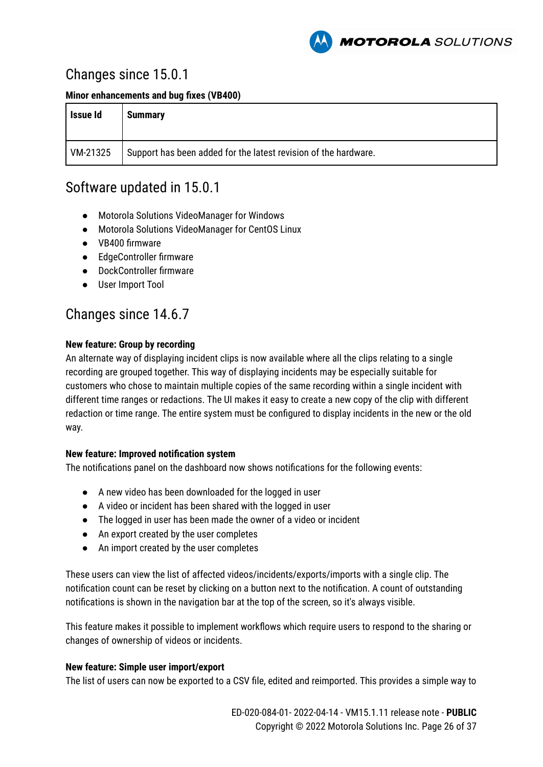## Changes since 15.0.1

**Minor enhancements and bug fixes (VB400)**

| Issue Id | Summary |
| --- | --- |
| VM-21325 | Support has been added for the latest revision of the hardware. |

## Software updated in 15.0.1

- Motorola Solutions VideoManager for Windows
- Motorola Solutions VideoManager for CentOS Linux
- VB400 firmware
- EdgeController firmware
- DockController firmware
- User Import Tool

## Changes since 14.6.7

**New feature: Group by recording**

An alternate way of displaying incident clips is now available where all the clips relating to a single recording are grouped together. This way of displaying incidents may be especially suitable for customers who chose to maintain multiple copies of the same recording within a single incident with different time ranges or redactions. The UI makes it easy to create a new copy of the clip with different redaction or time range. The entire system must be configured to display incidents in the new or the old way.

**New feature: Improved notification system**

The notifications panel on the dashboard now shows notifications for the following events:

- A new video has been downloaded for the logged in user
- A video or incident has been shared with the logged in user
- The logged in user has been made the owner of a video or incident
- An export created by the user completes
- An import created by the user completes

These users can view the list of affected videos/incidents/exports/imports with a single clip. The notification count can be reset by clicking on a button next to the notification. A count of outstanding notifications is shown in the navigation bar at the top of the screen, so it's always visible.

This feature makes it possible to implement workflows which require users to respond to the sharing or changes of ownership of videos or incidents.

**New feature: Simple user import/export**

The list of users can now be exported to a CSV file, edited and reimported. This provides a simple way to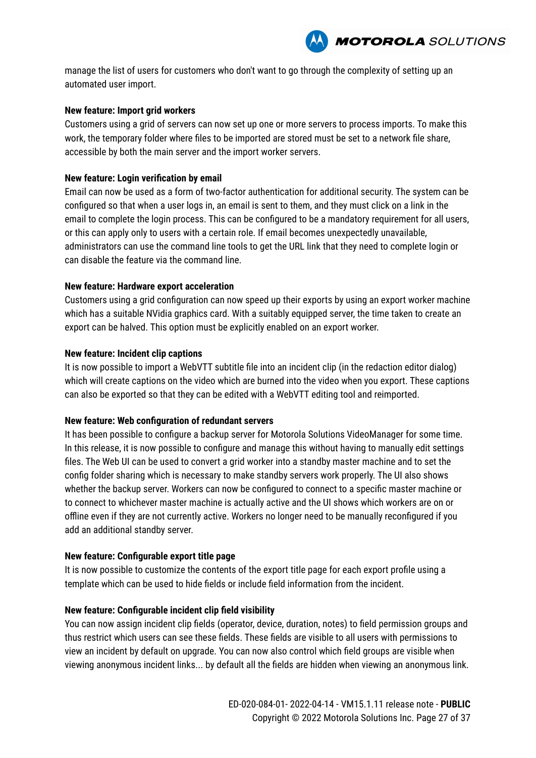manage the list of users for customers who don't want to go through the complexity of setting up an automated user import.

**New feature: Import grid workers**

Customers using a grid of servers can now set up one or more servers to process imports. To make this work, the temporary folder where files to be imported are stored must be set to a network file share, accessible by both the main server and the import worker servers.

**New feature: Login verification by email**

Email can now be used as a form of two-factor authentication for additional security. The system can be configured so that when a user logs in, an email is sent to them, and they must click on a link in the email to complete the login process. This can be configured to be a mandatory requirement for all users, or this can apply only to users with a certain role. If email becomes unexpectedly unavailable, administrators can use the command line tools to get the URL link that they need to complete login or can disable the feature via the command line.

**New feature: Hardware export acceleration**

Customers using a grid configuration can now speed up their exports by using an export worker machine which has a suitable NVidia graphics card. With a suitably equipped server, the time taken to create an export can be halved. This option must be explicitly enabled on an export worker.

**New feature: Incident clip captions**

It is now possible to import a WebVTT subtitle file into an incident clip (in the redaction editor dialog) which will create captions on the video which are burned into the video when you export. These captions can also be exported so that they can be edited with a WebVTT editing tool and reimported.

**New feature: Web configuration of redundant servers**

It has been possible to configure a backup server for Motorola Solutions VideoManager for some time. In this release, it is now possible to configure and manage this without having to manually edit settings files. The Web UI can be used to convert a grid worker into a standby master machine and to set the config folder sharing which is necessary to make standby servers work properly. The UI also shows whether the backup server. Workers can now be configured to connect to a specific master machine or to connect to whichever master machine is actually active and the UI shows which workers are on or offline even if they are not currently active. Workers no longer need to be manually reconfigured if you add an additional standby server.

**New feature: Configurable export title page**

It is now possible to customize the contents of the export title page for each export profile using a template which can be used to hide fields or include field information from the incident.

**New feature: Configurable incident clip field visibility**

You can now assign incident clip fields (operator, device, duration, notes) to field permission groups and thus restrict which users can see these fields. These fields are visible to all users with permissions to view an incident by default on upgrade. You can now also control which field groups are visible when viewing anonymous incident links... by default all the fields are hidden when viewing an anonymous link.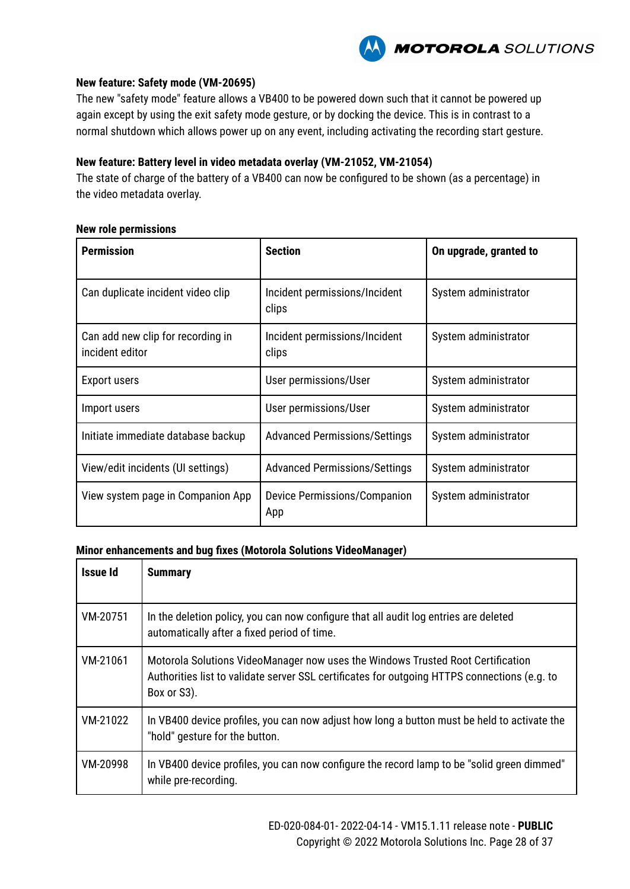**New feature: Safety mode (VM-20695)**

The new "safety mode" feature allows a VB400 to be powered down such that it cannot be powered up again except by using the exit safety mode gesture, or by docking the device. This is in contrast to a normal shutdown which allows power up on any event, including activating the recording start gesture.

**New feature: Battery level in video metadata overlay (VM-21052, VM-21054)**

The state of charge of the battery of a VB400 can now be configured to be shown (as a percentage) in the video metadata overlay.

**New role permissions**

| Permission | Section | On upgrade, granted to |
|---|---|---|
| Can duplicate incident video clip | Incident permissions/Incident clips | System administrator |
| Can add new clip for recording in incident editor | Incident permissions/Incident clips | System administrator |
| Export users | User permissions/User | System administrator |
| Import users | User permissions/User | System administrator |
| Initiate immediate database backup | Advanced Permissions/Settings | System administrator |
| View/edit incidents (UI settings) | Advanced Permissions/Settings | System administrator |
| View system page in Companion App | Device Permissions/Companion App | System administrator |

**Minor enhancements and bug fixes (Motorola Solutions VideoManager)**

| Issue Id | Summary |
|---|---|
| VM-20751 | In the deletion policy, you can now configure that all audit log entries are deleted automatically after a fixed period of time. |
| VM-21061 | Motorola Solutions VideoManager now uses the Windows Trusted Root Certification Authorities list to validate server SSL certificates for outgoing HTTPS connections (e.g. to Box or S3). |
| VM-21022 | In VB400 device profiles, you can now adjust how long a button must be held to activate the "hold" gesture for the button. |
| VM-20998 | In VB400 device profiles, you can now configure the record lamp to be "solid green dimmed" while pre-recording. |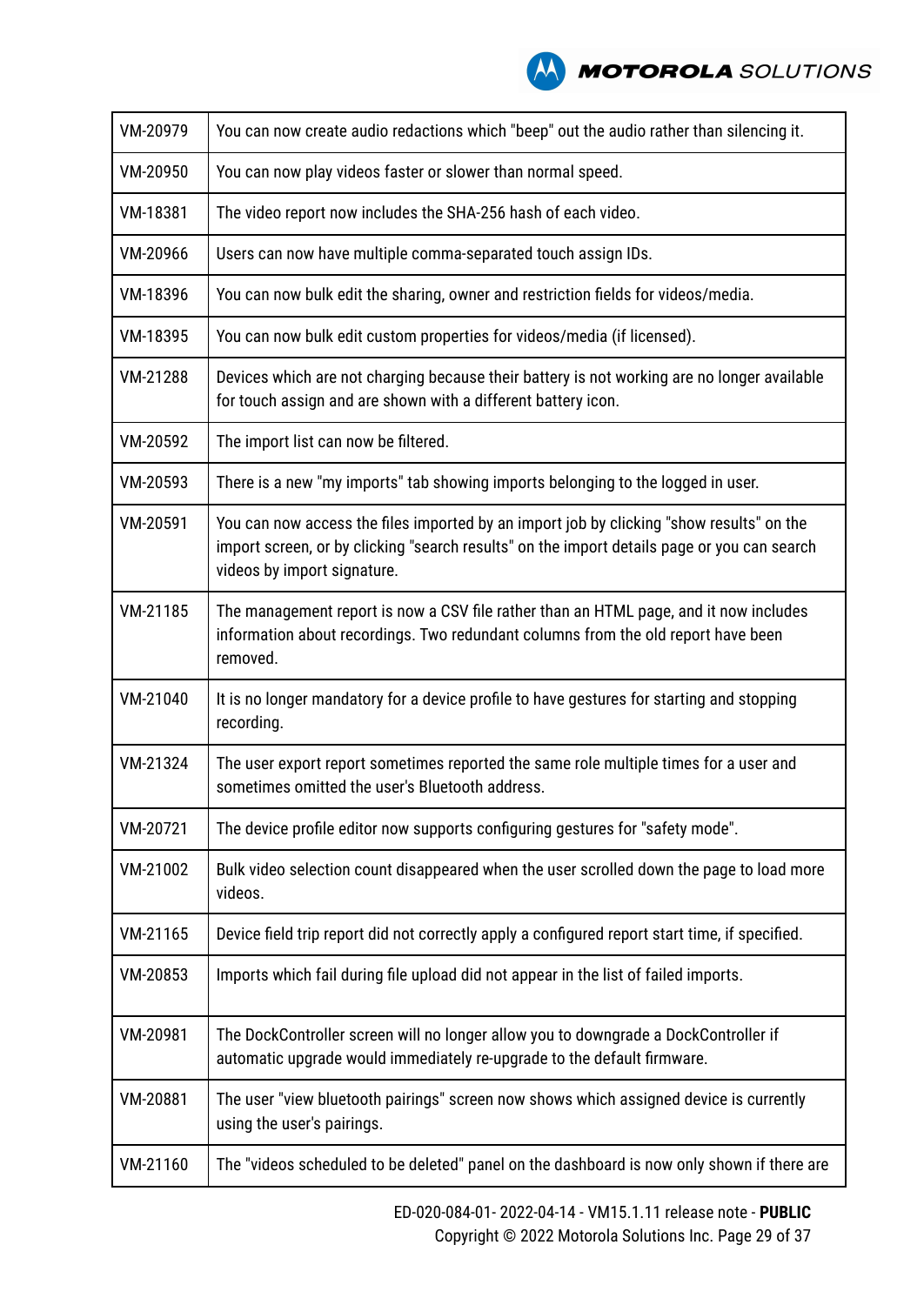| | |
|---|---|
| VM-20979 | You can now create audio redactions which "beep" out the audio rather than silencing it. |
| VM-20950 | You can now play videos faster or slower than normal speed. |
| VM-18381 | The video report now includes the SHA-256 hash of each video. |
| VM-20966 | Users can now have multiple comma-separated touch assign IDs. |
| VM-18396 | You can now bulk edit the sharing, owner and restriction fields for videos/media. |
| VM-18395 | You can now bulk edit custom properties for videos/media (if licensed). |
| VM-21288 | Devices which are not charging because their battery is not working are no longer available for touch assign and are shown with a different battery icon. |
| VM-20592 | The import list can now be filtered. |
| VM-20593 | There is a new "my imports" tab showing imports belonging to the logged in user. |
| VM-20591 | You can now access the files imported by an import job by clicking "show results" on the import screen, or by clicking "search results" on the import details page or you can search videos by import signature. |
| VM-21185 | The management report is now a CSV file rather than an HTML page, and it now includes information about recordings. Two redundant columns from the old report have been removed. |
| VM-21040 | It is no longer mandatory for a device profile to have gestures for starting and stopping recording. |
| VM-21324 | The user export report sometimes reported the same role multiple times for a user and sometimes omitted the user's Bluetooth address. |
| VM-20721 | The device profile editor now supports configuring gestures for "safety mode". |
| VM-21002 | Bulk video selection count disappeared when the user scrolled down the page to load more videos. |
| VM-21165 | Device field trip report did not correctly apply a configured report start time, if specified. |
| VM-20853 | Imports which fail during file upload did not appear in the list of failed imports. |
| VM-20981 | The DockController screen will no longer allow you to downgrade a DockController if automatic upgrade would immediately re-upgrade to the default firmware. |
| VM-20881 | The user "view bluetooth pairings" screen now shows which assigned device is currently using the user's pairings. |
| VM-21160 | The "videos scheduled to be deleted" panel on the dashboard is now only shown if there are |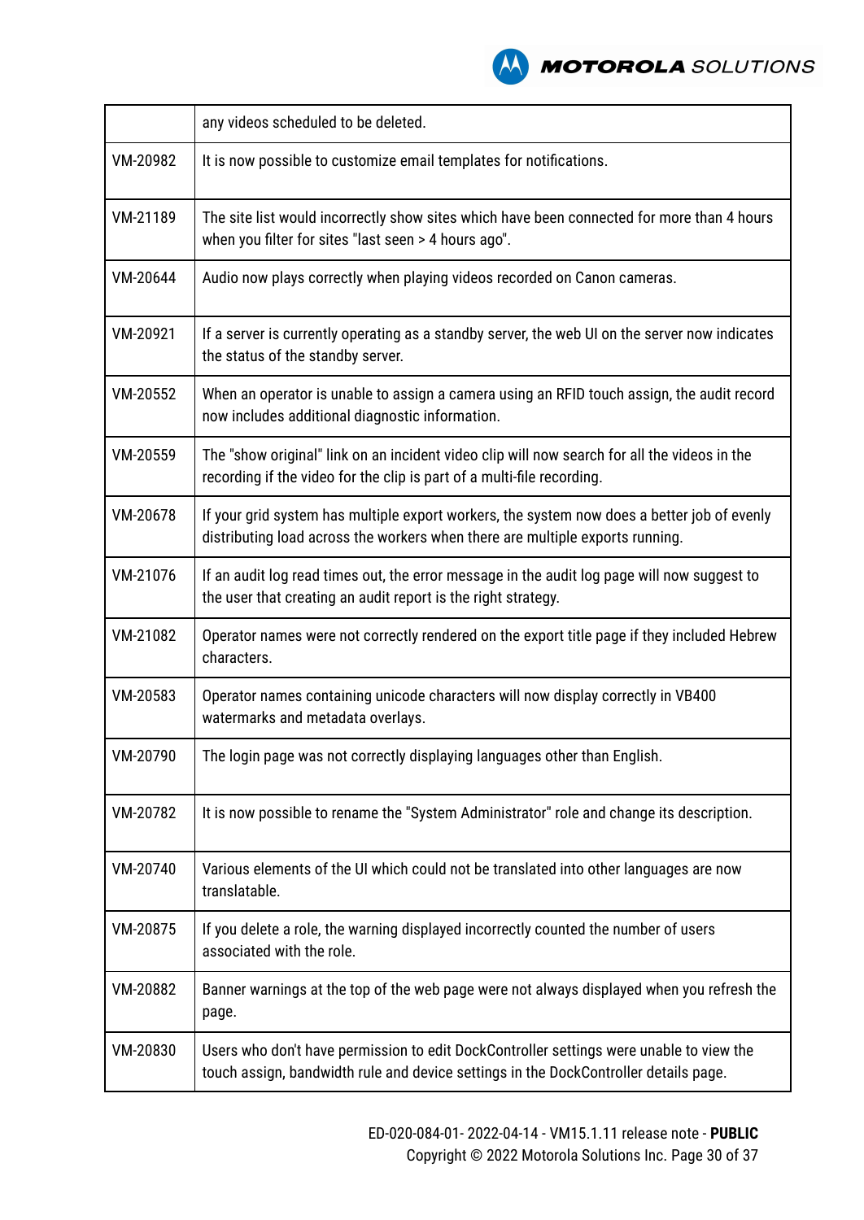| | |
|---|---|
| | any videos scheduled to be deleted. |
| VM-20982 | It is now possible to customize email templates for notifications. |
| VM-21189 | The site list would incorrectly show sites which have been connected for more than 4 hours when you filter for sites "last seen > 4 hours ago". |
| VM-20644 | Audio now plays correctly when playing videos recorded on Canon cameras. |
| VM-20921 | If a server is currently operating as a standby server, the web UI on the server now indicates the status of the standby server. |
| VM-20552 | When an operator is unable to assign a camera using an RFID touch assign, the audit record now includes additional diagnostic information. |
| VM-20559 | The "show original" link on an incident video clip will now search for all the videos in the recording if the video for the clip is part of a multi-file recording. |
| VM-20678 | If your grid system has multiple export workers, the system now does a better job of evenly distributing load across the workers when there are multiple exports running. |
| VM-21076 | If an audit log read times out, the error message in the audit log page will now suggest to the user that creating an audit report is the right strategy. |
| VM-21082 | Operator names were not correctly rendered on the export title page if they included Hebrew characters. |
| VM-20583 | Operator names containing unicode characters will now display correctly in VB400 watermarks and metadata overlays. |
| VM-20790 | The login page was not correctly displaying languages other than English. |
| VM-20782 | It is now possible to rename the "System Administrator" role and change its description. |
| VM-20740 | Various elements of the UI which could not be translated into other languages are now translatable. |
| VM-20875 | If you delete a role, the warning displayed incorrectly counted the number of users associated with the role. |
| VM-20882 | Banner warnings at the top of the web page were not always displayed when you refresh the page. |
| VM-20830 | Users who don't have permission to edit DockController settings were unable to view the touch assign, bandwidth rule and device settings in the DockController details page. |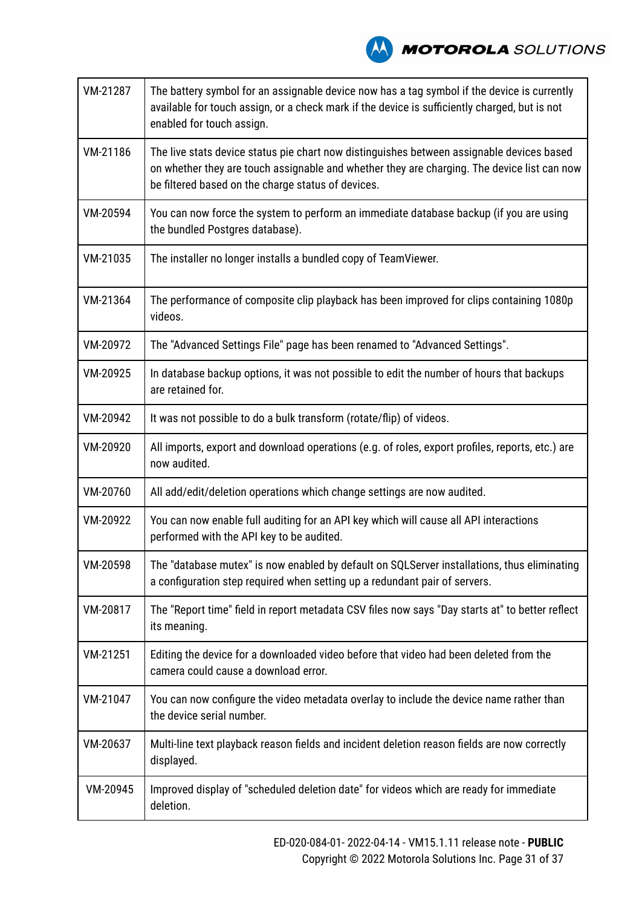| | |
|---|---|
| VM-21287 | The battery symbol for an assignable device now has a tag symbol if the device is currently available for touch assign, or a check mark if the device is sufficiently charged, but is not enabled for touch assign. |
| VM-21186 | The live stats device status pie chart now distinguishes between assignable devices based on whether they are touch assignable and whether they are charging. The device list can now be filtered based on the charge status of devices. |
| VM-20594 | You can now force the system to perform an immediate database backup (if you are using the bundled Postgres database). |
| VM-21035 | The installer no longer installs a bundled copy of TeamViewer. |
| VM-21364 | The performance of composite clip playback has been improved for clips containing 1080p videos. |
| VM-20972 | The "Advanced Settings File" page has been renamed to "Advanced Settings". |
| VM-20925 | In database backup options, it was not possible to edit the number of hours that backups are retained for. |
| VM-20942 | It was not possible to do a bulk transform (rotate/flip) of videos. |
| VM-20920 | All imports, export and download operations (e.g. of roles, export profiles, reports, etc.) are now audited. |
| VM-20760 | All add/edit/deletion operations which change settings are now audited. |
| VM-20922 | You can now enable full auditing for an API key which will cause all API interactions performed with the API key to be audited. |
| VM-20598 | The "database mutex" is now enabled by default on SQLServer installations, thus eliminating a configuration step required when setting up a redundant pair of servers. |
| VM-20817 | The "Report time" field in report metadata CSV files now says "Day starts at" to better reflect its meaning. |
| VM-21251 | Editing the device for a downloaded video before that video had been deleted from the camera could cause a download error. |
| VM-21047 | You can now configure the video metadata overlay to include the device name rather than the device serial number. |
| VM-20637 | Multi-line text playback reason fields and incident deletion reason fields are now correctly displayed. |
| VM-20945 | Improved display of "scheduled deletion date" for videos which are ready for immediate deletion. |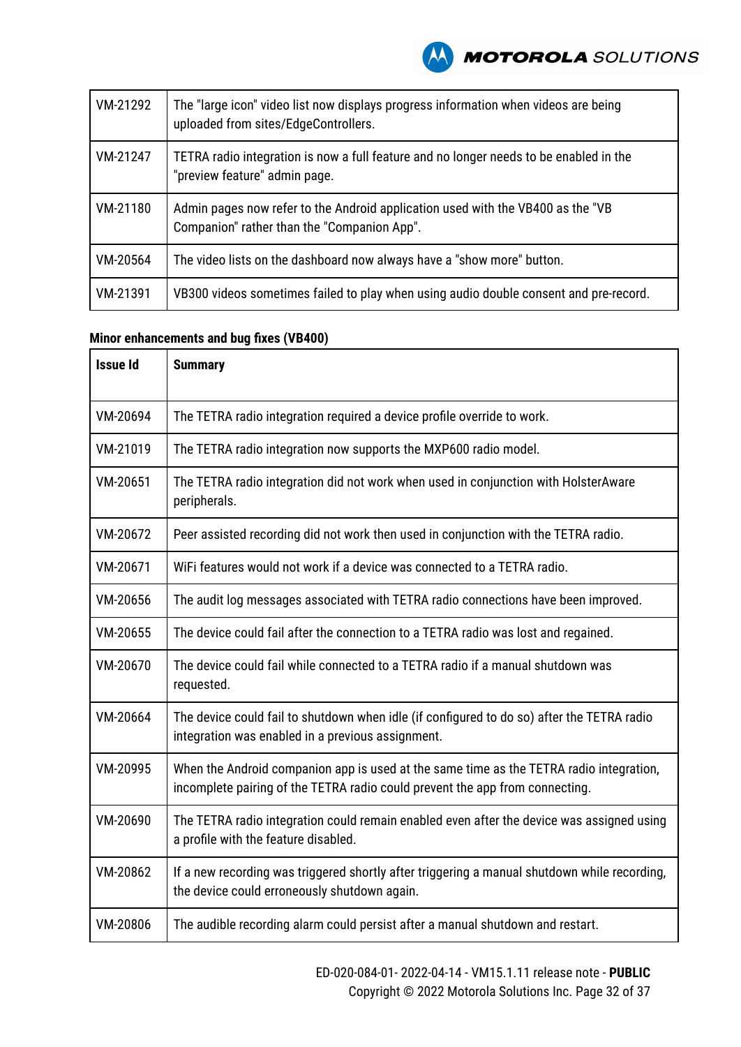| | |
|---|---|
| VM-21292 | The "large icon" video list now displays progress information when videos are being uploaded from sites/EdgeControllers. |
| VM-21247 | TETRA radio integration is now a full feature and no longer needs to be enabled in the "preview feature" admin page. |
| VM-21180 | Admin pages now refer to the Android application used with the VB400 as the "VB Companion" rather than the "Companion App". |
| VM-20564 | The video lists on the dashboard now always have a "show more" button. |
| VM-21391 | VB300 videos sometimes failed to play when using audio double consent and pre-record. |

**Minor enhancements and bug fixes (VB400)**

| Issue Id | Summary |
|---|---|
| VM-20694 | The TETRA radio integration required a device profile override to work. |
| VM-21019 | The TETRA radio integration now supports the MXP600 radio model. |
| VM-20651 | The TETRA radio integration did not work when used in conjunction with HolsterAware peripherals. |
| VM-20672 | Peer assisted recording did not work then used in conjunction with the TETRA radio. |
| VM-20671 | WiFi features would not work if a device was connected to a TETRA radio. |
| VM-20656 | The audit log messages associated with TETRA radio connections have been improved. |
| VM-20655 | The device could fail after the connection to a TETRA radio was lost and regained. |
| VM-20670 | The device could fail while connected to a TETRA radio if a manual shutdown was requested. |
| VM-20664 | The device could fail to shutdown when idle (if configured to do so) after the TETRA radio integration was enabled in a previous assignment. |
| VM-20995 | When the Android companion app is used at the same time as the TETRA radio integration, incomplete pairing of the TETRA radio could prevent the app from connecting. |
| VM-20690 | The TETRA radio integration could remain enabled even after the device was assigned using a profile with the feature disabled. |
| VM-20862 | If a new recording was triggered shortly after triggering a manual shutdown while recording, the device could erroneously shutdown again. |
| VM-20806 | The audible recording alarm could persist after a manual shutdown and restart. |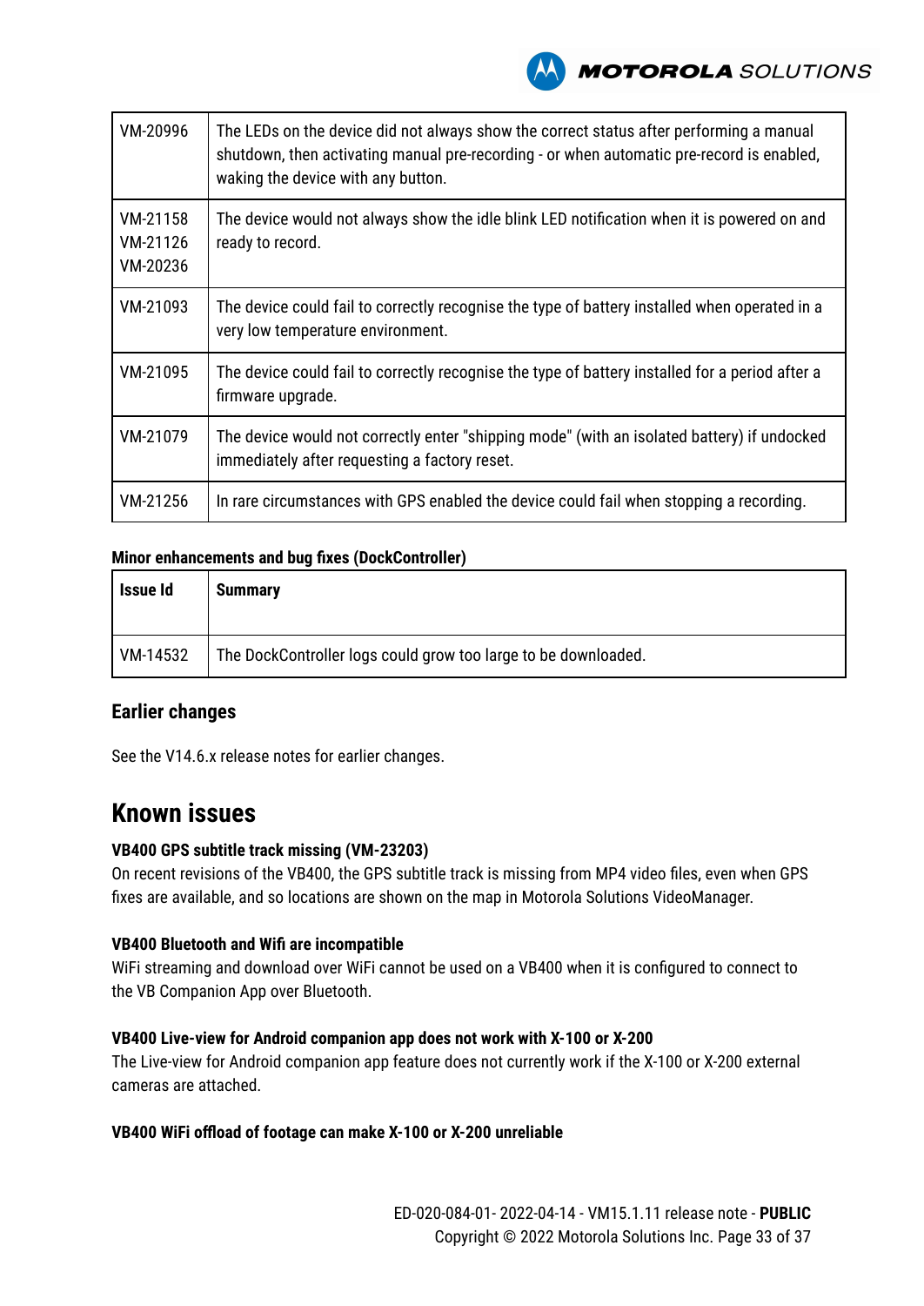| | |
|---|---|
| VM-20996 | The LEDs on the device did not always show the correct status after performing a manual shutdown, then activating manual pre-recording - or when automatic pre-record is enabled, waking the device with any button. |
| VM-21158<br>VM-21126<br>VM-20236 | The device would not always show the idle blink LED notification when it is powered on and ready to record. |
| VM-21093 | The device could fail to correctly recognise the type of battery installed when operated in a very low temperature environment. |
| VM-21095 | The device could fail to correctly recognise the type of battery installed for a period after a firmware upgrade. |
| VM-21079 | The device would not correctly enter "shipping mode" (with an isolated battery) if undocked immediately after requesting a factory reset. |
| VM-21256 | In rare circumstances with GPS enabled the device could fail when stopping a recording. |

**Minor enhancements and bug fixes (DockController)**

| Issue Id | Summary |
|---|---|
| VM-14532 | The DockController logs could grow too large to be downloaded. |

### Earlier changes

See the V14.6.x release notes for earlier changes.

## Known issues

**VB400 GPS subtitle track missing (VM-23203)**
On recent revisions of the VB400, the GPS subtitle track is missing from MP4 video files, even when GPS fixes are available, and so locations are shown on the map in Motorola Solutions VideoManager.

**VB400 Bluetooth and Wifi are incompatible**
WiFi streaming and download over WiFi cannot be used on a VB400 when it is configured to connect to the VB Companion App over Bluetooth.

**VB400 Live-view for Android companion app does not work with X-100 or X-200**
The Live-view for Android companion app feature does not currently work if the X-100 or X-200 external cameras are attached.

**VB400 WiFi offload of footage can make X-100 or X-200 unreliable**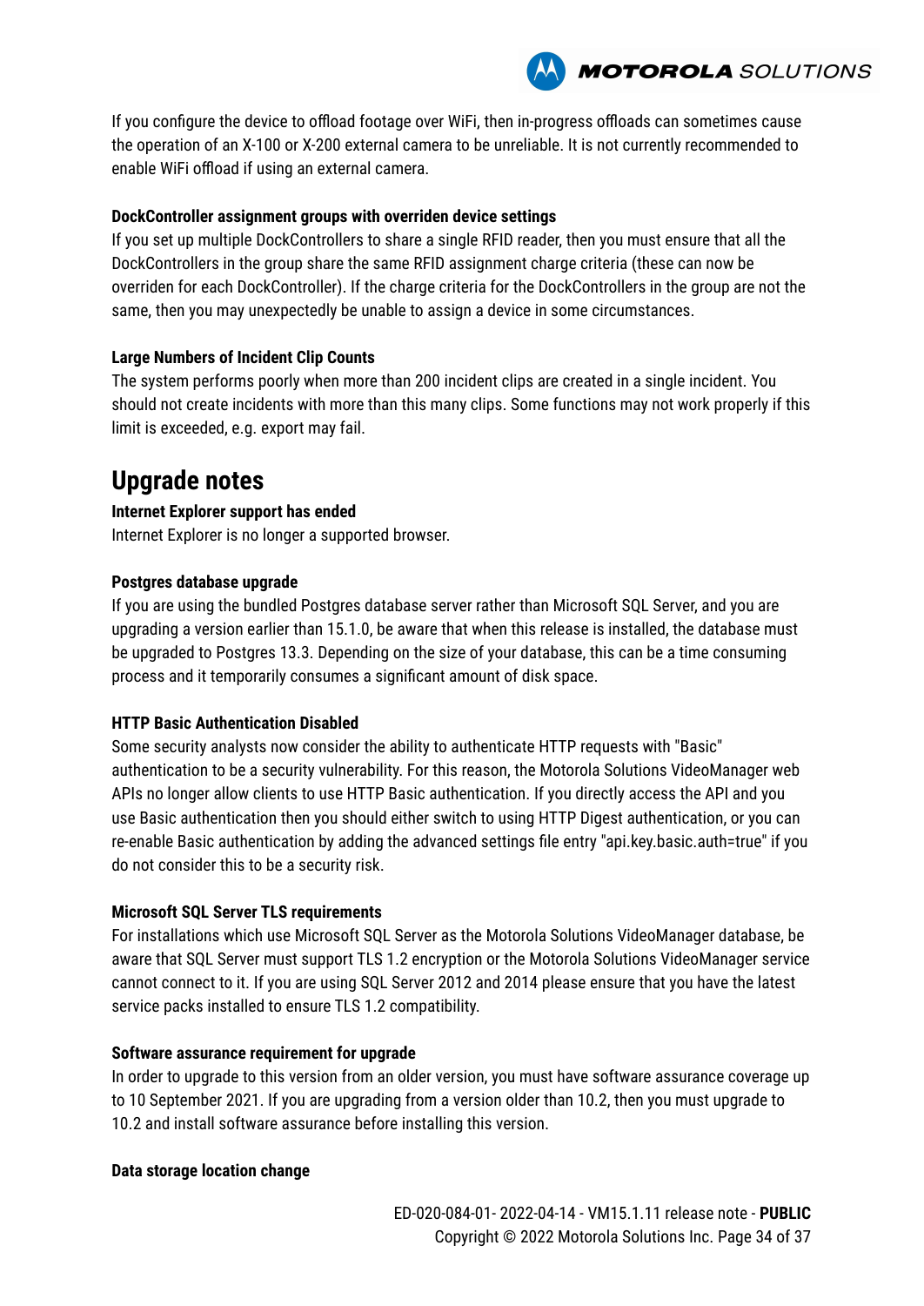If you configure the device to offload footage over WiFi, then in-progress offloads can sometimes cause the operation of an X-100 or X-200 external camera to be unreliable. It is not currently recommended to enable WiFi offload if using an external camera.

**DockController assignment groups with overriden device settings**

If you set up multiple DockControllers to share a single RFID reader, then you must ensure that all the DockControllers in the group share the same RFID assignment charge criteria (these can now be overriden for each DockController). If the charge criteria for the DockControllers in the group are not the same, then you may unexpectedly be unable to assign a device in some circumstances.

**Large Numbers of Incident Clip Counts**

The system performs poorly when more than 200 incident clips are created in a single incident. You should not create incidents with more than this many clips. Some functions may not work properly if this limit is exceeded, e.g. export may fail.

# Upgrade notes

**Internet Explorer support has ended**

Internet Explorer is no longer a supported browser.

**Postgres database upgrade**

If you are using the bundled Postgres database server rather than Microsoft SQL Server, and you are upgrading a version earlier than 15.1.0, be aware that when this release is installed, the database must be upgraded to Postgres 13.3. Depending on the size of your database, this can be a time consuming process and it temporarily consumes a significant amount of disk space.

**HTTP Basic Authentication Disabled**

Some security analysts now consider the ability to authenticate HTTP requests with "Basic" authentication to be a security vulnerability. For this reason, the Motorola Solutions VideoManager web APIs no longer allow clients to use HTTP Basic authentication. If you directly access the API and you use Basic authentication then you should either switch to using HTTP Digest authentication, or you can re-enable Basic authentication by adding the advanced settings file entry "api.key.basic.auth=true" if you do not consider this to be a security risk.

**Microsoft SQL Server TLS requirements**

For installations which use Microsoft SQL Server as the Motorola Solutions VideoManager database, be aware that SQL Server must support TLS 1.2 encryption or the Motorola Solutions VideoManager service cannot connect to it. If you are using SQL Server 2012 and 2014 please ensure that you have the latest service packs installed to ensure TLS 1.2 compatibility.

**Software assurance requirement for upgrade**

In order to upgrade to this version from an older version, you must have software assurance coverage up to 10 September 2021. If you are upgrading from a version older than 10.2, then you must upgrade to 10.2 and install software assurance before installing this version.

**Data storage location change**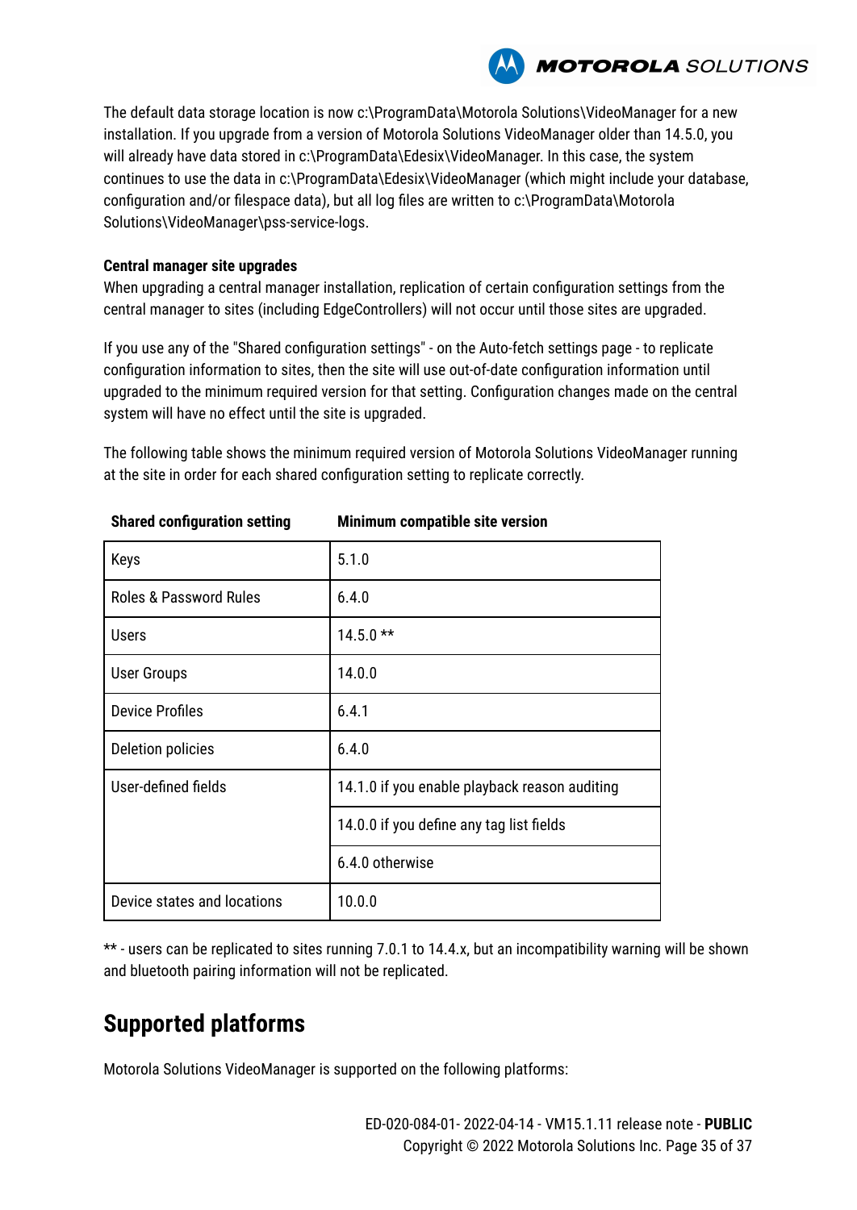The default data storage location is now c:\ProgramData\Motorola Solutions\VideoManager for a new installation. If you upgrade from a version of Motorola Solutions VideoManager older than 14.5.0, you will already have data stored in c:\ProgramData\Edesix\VideoManager. In this case, the system continues to use the data in c:\ProgramData\Edesix\VideoManager (which might include your database, configuration and/or filespace data), but all log files are written to c:\ProgramData\Motorola Solutions\VideoManager\pss-service-logs.

**Central manager site upgrades**

When upgrading a central manager installation, replication of certain configuration settings from the central manager to sites (including EdgeControllers) will not occur until those sites are upgraded.

If you use any of the "Shared configuration settings" - on the Auto-fetch settings page - to replicate configuration information to sites, then the site will use out-of-date configuration information until upgraded to the minimum required version for that setting. Configuration changes made on the central system will have no effect until the site is upgraded.

The following table shows the minimum required version of Motorola Solutions VideoManager running at the site in order for each shared configuration setting to replicate correctly.

| Shared configuration setting | Minimum compatible site version |
|---|---|
| Keys | 5.1.0 |
| Roles & Password Rules | 6.4.0 |
| Users | 14.5.0 ** |
| User Groups | 14.0.0 |
| Device Profiles | 6.4.1 |
| Deletion policies | 6.4.0 |
| User-defined fields | 14.1.0 if you enable playback reason auditing |
| | 14.0.0 if you define any tag list fields |
| | 6.4.0 otherwise |
| Device states and locations | 10.0.0 |

** - users can be replicated to sites running 7.0.1 to 14.4.x, but an incompatibility warning will be shown and bluetooth pairing information will not be replicated.

## Supported platforms

Motorola Solutions VideoManager is supported on the following platforms: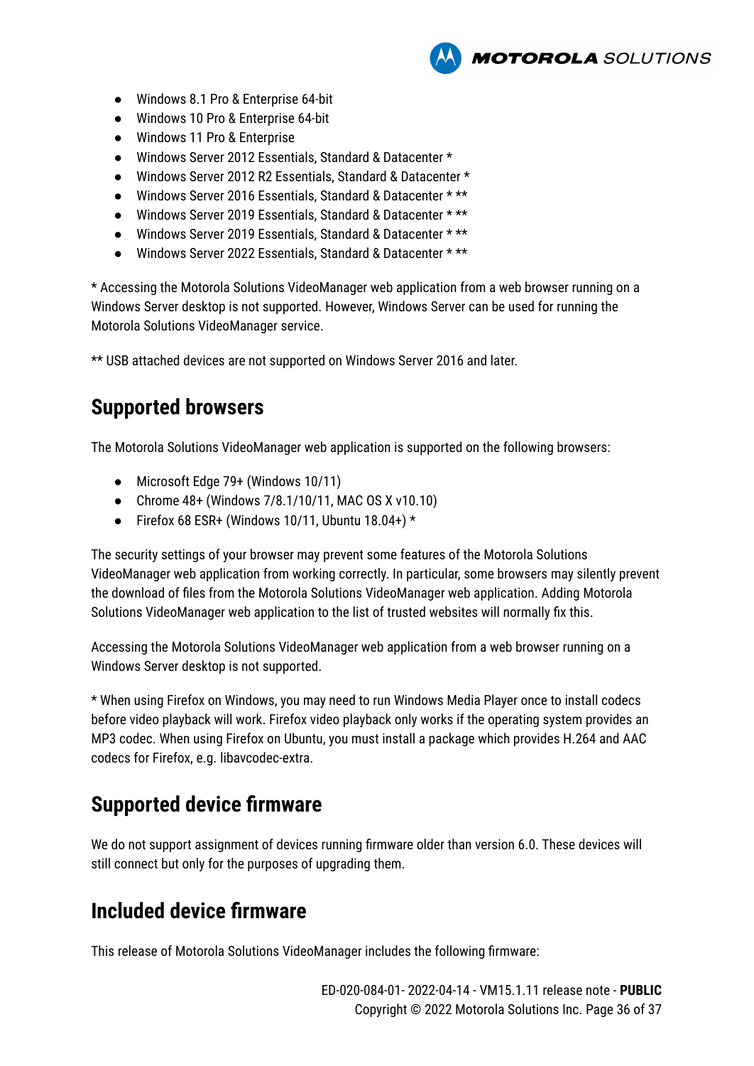- Windows 8.1 Pro & Enterprise 64-bit
- Windows 10 Pro & Enterprise 64-bit
- Windows 11 Pro & Enterprise
- Windows Server 2012 Essentials, Standard & Datacenter *
- Windows Server 2012 R2 Essentials, Standard & Datacenter *
- Windows Server 2016 Essentials, Standard & Datacenter * **
- Windows Server 2019 Essentials, Standard & Datacenter * **
- Windows Server 2019 Essentials, Standard & Datacenter * **
- Windows Server 2022 Essentials, Standard & Datacenter * **

* Accessing the Motorola Solutions VideoManager web application from a web browser running on a Windows Server desktop is not supported. However, Windows Server can be used for running the Motorola Solutions VideoManager service.

** USB attached devices are not supported on Windows Server 2016 and later.

## Supported browsers

The Motorola Solutions VideoManager web application is supported on the following browsers:

- Microsoft Edge 79+ (Windows 10/11)
- Chrome 48+ (Windows 7/8.1/10/11, MAC OS X v10.10)
- Firefox 68 ESR+ (Windows 10/11, Ubuntu 18.04+) *

The security settings of your browser may prevent some features of the Motorola Solutions VideoManager web application from working correctly. In particular, some browsers may silently prevent the download of files from the Motorola Solutions VideoManager web application. Adding Motorola Solutions VideoManager web application to the list of trusted websites will normally fix this.

Accessing the Motorola Solutions VideoManager web application from a web browser running on a Windows Server desktop is not supported.

* When using Firefox on Windows, you may need to run Windows Media Player once to install codecs before video playback will work. Firefox video playback only works if the operating system provides an MP3 codec. When using Firefox on Ubuntu, you must install a package which provides H.264 and AAC codecs for Firefox, e.g. libavcodec-extra.

## Supported device firmware

We do not support assignment of devices running firmware older than version 6.0. These devices will still connect but only for the purposes of upgrading them.

## Included device firmware

This release of Motorola Solutions VideoManager includes the following firmware: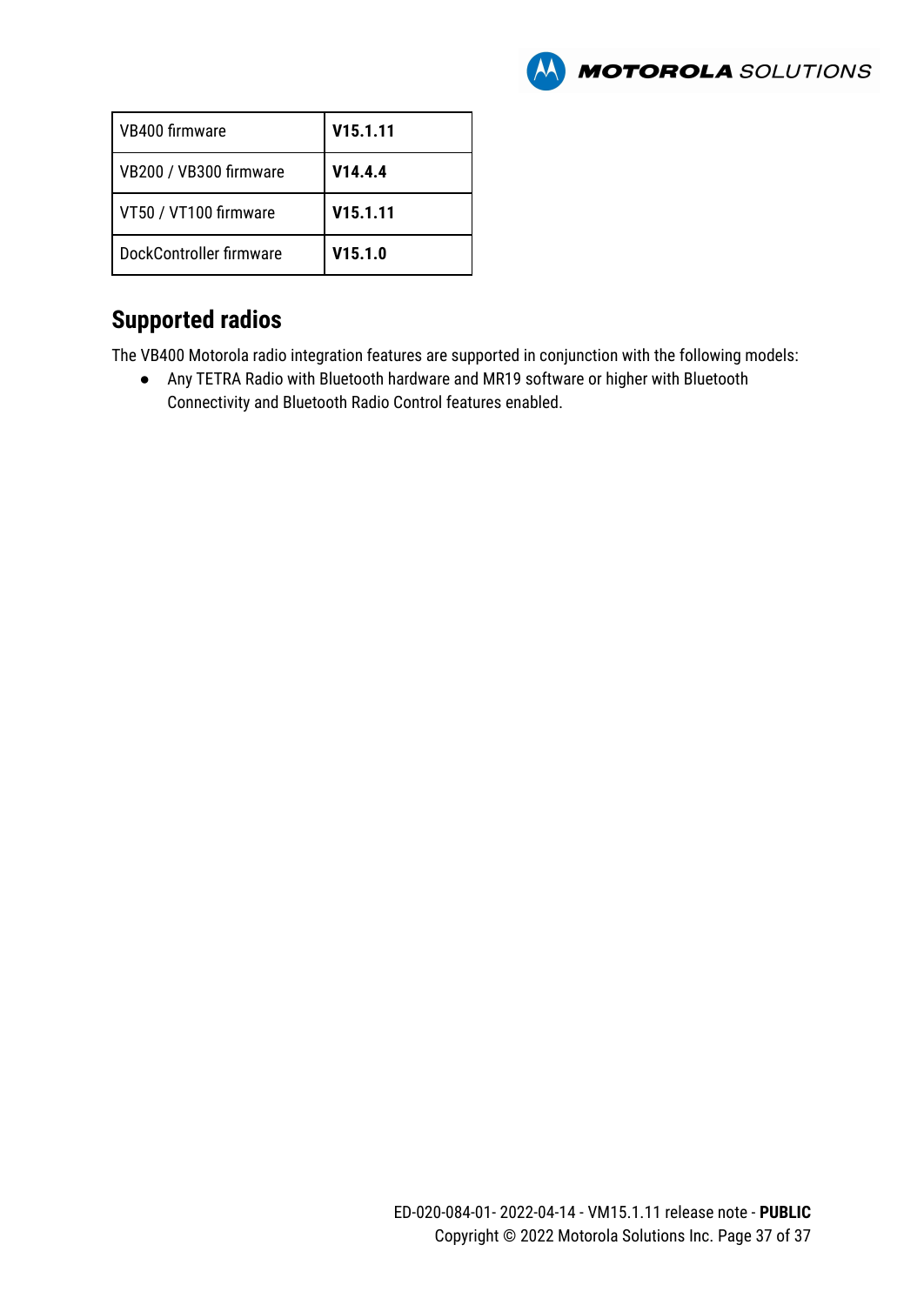| | |
|---|---|
| VB400 firmware | **V15.1.11** |
| VB200 / VB300 firmware | **V14.4.4** |
| VT50 / VT100 firmware | **V15.1.11** |
| DockController firmware | **V15.1.0** |

## Supported radios

The VB400 Motorola radio integration features are supported in conjunction with the following models:

- Any TETRA Radio with Bluetooth hardware and MR19 software or higher with Bluetooth Connectivity and Bluetooth Radio Control features enabled.